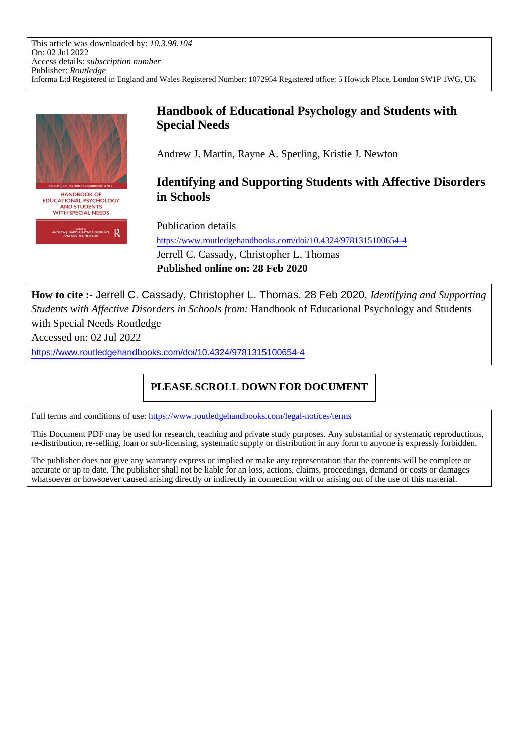This article was downloaded by: *10.3.98.104*
On: 02 Jul 2022
Access details: *subscription number*
Publisher: *Routledge*
Informa Ltd Registered in England and Wales Registered Number: 1072954 Registered office: 5 Howick Place, London SW1P 1WG, UK

# Handbook of Educational Psychology and Students with Special Needs

Andrew J. Martin, Rayne A. Sperling, Kristie J. Newton

## Identifying and Supporting Students with Affective Disorders in Schools

Publication details
https://www.routledgehandbooks.com/doi/10.4324/9781315100654-4
Jerrell C. Cassady, Christopher L. Thomas
**Published online on: 28 Feb 2020**

**How to cite :-** Jerrell C. Cassady, Christopher L. Thomas. 28 Feb 2020, *Identifying and Supporting Students with Affective Disorders in Schools from:* Handbook of Educational Psychology and Students with Special Needs Routledge
Accessed on: 02 Jul 2022
https://www.routledgehandbooks.com/doi/10.4324/9781315100654-4

**PLEASE SCROLL DOWN FOR DOCUMENT**

Full terms and conditions of use: https://www.routledgehandbooks.com/legal-notices/terms

This Document PDF may be used for research, teaching and private study purposes. Any substantial or systematic reproductions, re-distribution, re-selling, loan or sub-licensing, systematic supply or distribution in any form to anyone is expressly forbidden.

The publisher does not give any warranty express or implied or make any representation that the contents will be complete or accurate or up to date. The publisher shall not be liable for an loss, actions, claims, proceedings, demand or costs or damages whatsoever or howsoever caused arising directly or indirectly in connection with or arising out of the use of this material.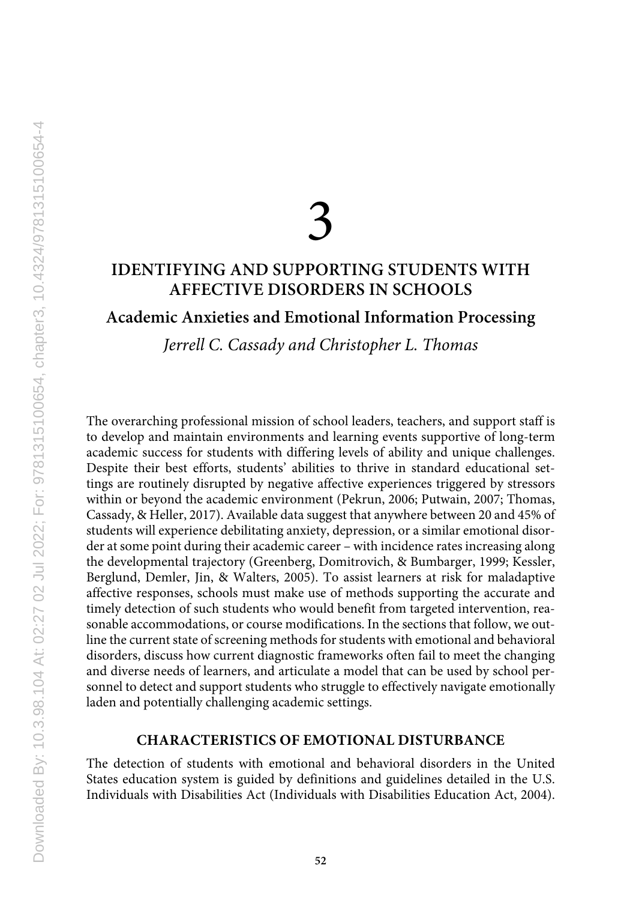# 3

## IDENTIFYING AND SUPPORTING STUDENTS WITH AFFECTIVE DISORDERS IN SCHOOLS

### Academic Anxieties and Emotional Information Processing

*Jerrell C. Cassady and Christopher L. Thomas*

The overarching professional mission of school leaders, teachers, and support staff is to develop and maintain environments and learning events supportive of long-term academic success for students with differing levels of ability and unique challenges. Despite their best efforts, students' abilities to thrive in standard educational settings are routinely disrupted by negative affective experiences triggered by stressors within or beyond the academic environment (Pekrun, 2006; Putwain, 2007; Thomas, Cassady, & Heller, 2017). Available data suggest that anywhere between 20 and 45% of students will experience debilitating anxiety, depression, or a similar emotional disorder at some point during their academic career – with incidence rates increasing along the developmental trajectory (Greenberg, Domitrovich, & Bumbarger, 1999; Kessler, Berglund, Demler, Jin, & Walters, 2005). To assist learners at risk for maladaptive affective responses, schools must make use of methods supporting the accurate and timely detection of such students who would benefit from targeted intervention, reasonable accommodations, or course modifications. In the sections that follow, we outline the current state of screening methods for students with emotional and behavioral disorders, discuss how current diagnostic frameworks often fail to meet the changing and diverse needs of learners, and articulate a model that can be used by school personnel to detect and support students who struggle to effectively navigate emotionally laden and potentially challenging academic settings.

## CHARACTERISTICS OF EMOTIONAL DISTURBANCE

The detection of students with emotional and behavioral disorders in the United States education system is guided by definitions and guidelines detailed in the U.S. Individuals with Disabilities Act (Individuals with Disabilities Education Act, 2004).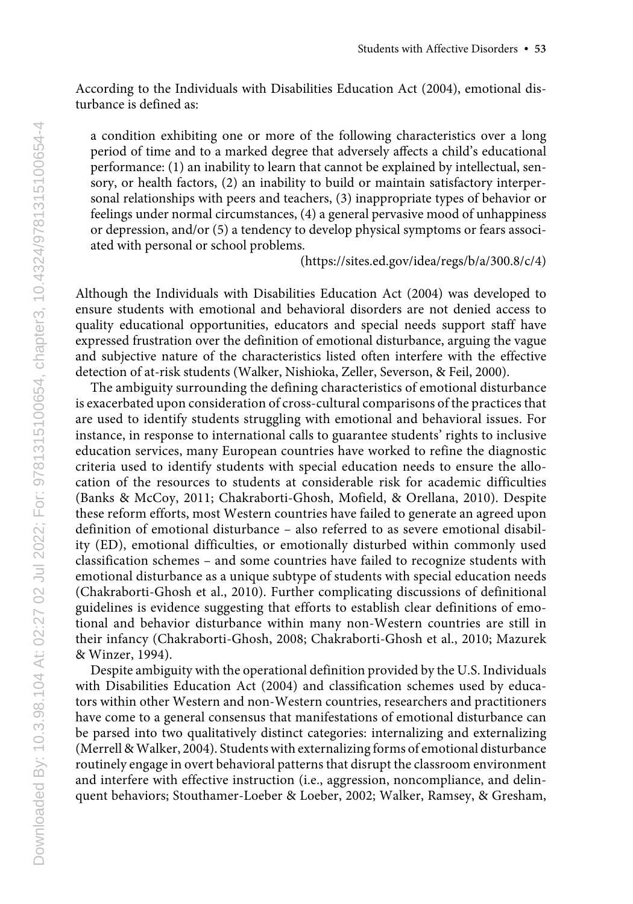According to the Individuals with Disabilities Education Act (2004), emotional disturbance is defined as:

> a condition exhibiting one or more of the following characteristics over a long period of time and to a marked degree that adversely affects a child's educational performance: (1) an inability to learn that cannot be explained by intellectual, sensory, or health factors, (2) an inability to build or maintain satisfactory interpersonal relationships with peers and teachers, (3) inappropriate types of behavior or feelings under normal circumstances, (4) a general pervasive mood of unhappiness or depression, and/or (5) a tendency to develop physical symptoms or fears associated with personal or school problems.
>
> (https://sites.ed.gov/idea/regs/b/a/300.8/c/4)

Although the Individuals with Disabilities Education Act (2004) was developed to ensure students with emotional and behavioral disorders are not denied access to quality educational opportunities, educators and special needs support staff have expressed frustration over the definition of emotional disturbance, arguing the vague and subjective nature of the characteristics listed often interfere with the effective detection of at-risk students (Walker, Nishioka, Zeller, Severson, & Feil, 2000).

The ambiguity surrounding the defining characteristics of emotional disturbance is exacerbated upon consideration of cross-cultural comparisons of the practices that are used to identify students struggling with emotional and behavioral issues. For instance, in response to international calls to guarantee students' rights to inclusive education services, many European countries have worked to refine the diagnostic criteria used to identify students with special education needs to ensure the allocation of the resources to students at considerable risk for academic difficulties (Banks & McCoy, 2011; Chakraborti-Ghosh, Mofield, & Orellana, 2010). Despite these reform efforts, most Western countries have failed to generate an agreed upon definition of emotional disturbance – also referred to as severe emotional disability (ED), emotional difficulties, or emotionally disturbed within commonly used classification schemes – and some countries have failed to recognize students with emotional disturbance as a unique subtype of students with special education needs (Chakraborti-Ghosh et al., 2010). Further complicating discussions of definitional guidelines is evidence suggesting that efforts to establish clear definitions of emotional and behavior disturbance within many non-Western countries are still in their infancy (Chakraborti-Ghosh, 2008; Chakraborti-Ghosh et al., 2010; Mazurek & Winzer, 1994).

Despite ambiguity with the operational definition provided by the U.S. Individuals with Disabilities Education Act (2004) and classification schemes used by educators within other Western and non-Western countries, researchers and practitioners have come to a general consensus that manifestations of emotional disturbance can be parsed into two qualitatively distinct categories: internalizing and externalizing (Merrell & Walker, 2004). Students with externalizing forms of emotional disturbance routinely engage in overt behavioral patterns that disrupt the classroom environment and interfere with effective instruction (i.e., aggression, noncompliance, and delinquent behaviors; Stouthamer-Loeber & Loeber, 2002; Walker, Ramsey, & Gresham,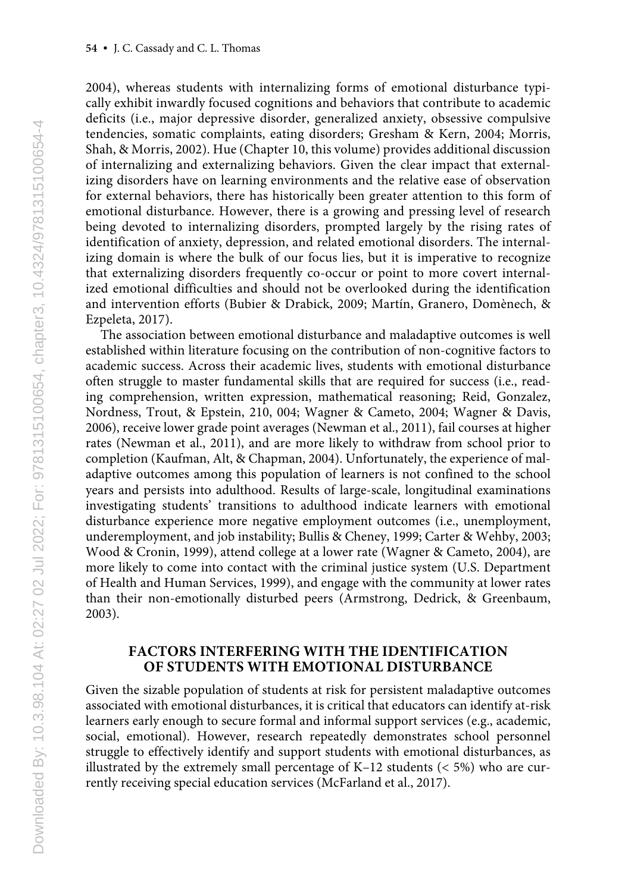2004), whereas students with internalizing forms of emotional disturbance typically exhibit inwardly focused cognitions and behaviors that contribute to academic deficits (i.e., major depressive disorder, generalized anxiety, obsessive compulsive tendencies, somatic complaints, eating disorders; Gresham & Kern, 2004; Morris, Shah, & Morris, 2002). Hue (Chapter 10, this volume) provides additional discussion of internalizing and externalizing behaviors. Given the clear impact that externalizing disorders have on learning environments and the relative ease of observation for external behaviors, there has historically been greater attention to this form of emotional disturbance. However, there is a growing and pressing level of research being devoted to internalizing disorders, prompted largely by the rising rates of identification of anxiety, depression, and related emotional disorders. The internalizing domain is where the bulk of our focus lies, but it is imperative to recognize that externalizing disorders frequently co-occur or point to more covert internalized emotional difficulties and should not be overlooked during the identification and intervention efforts (Bubier & Drabick, 2009; Martín, Granero, Domènech, & Ezpeleta, 2017).

The association between emotional disturbance and maladaptive outcomes is well established within literature focusing on the contribution of non-cognitive factors to academic success. Across their academic lives, students with emotional disturbance often struggle to master fundamental skills that are required for success (i.e., reading comprehension, written expression, mathematical reasoning; Reid, Gonzalez, Nordness, Trout, & Epstein, 210, 004; Wagner & Cameto, 2004; Wagner & Davis, 2006), receive lower grade point averages (Newman et al., 2011), fail courses at higher rates (Newman et al., 2011), and are more likely to withdraw from school prior to completion (Kaufman, Alt, & Chapman, 2004). Unfortunately, the experience of maladaptive outcomes among this population of learners is not confined to the school years and persists into adulthood. Results of large-scale, longitudinal examinations investigating students' transitions to adulthood indicate learners with emotional disturbance experience more negative employment outcomes (i.e., unemployment, underemployment, and job instability; Bullis & Cheney, 1999; Carter & Wehby, 2003; Wood & Cronin, 1999), attend college at a lower rate (Wagner & Cameto, 2004), are more likely to come into contact with the criminal justice system (U.S. Department of Health and Human Services, 1999), and engage with the community at lower rates than their non-emotionally disturbed peers (Armstrong, Dedrick, & Greenbaum, 2003).

## FACTORS INTERFERING WITH THE IDENTIFICATION OF STUDENTS WITH EMOTIONAL DISTURBANCE

Given the sizable population of students at risk for persistent maladaptive outcomes associated with emotional disturbances, it is critical that educators can identify at-risk learners early enough to secure formal and informal support services (e.g., academic, social, emotional). However, research repeatedly demonstrates school personnel struggle to effectively identify and support students with emotional disturbances, as illustrated by the extremely small percentage of K–12 students (< 5%) who are currently receiving special education services (McFarland et al., 2017).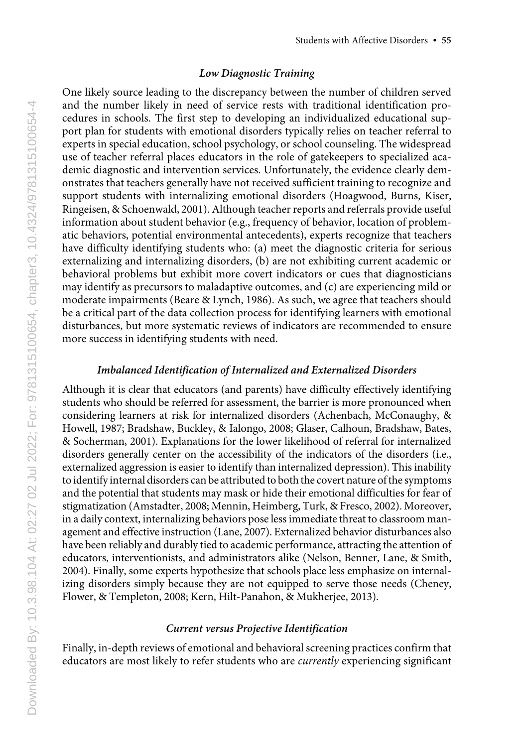### *Low Diagnostic Training*

One likely source leading to the discrepancy between the number of children served and the number likely in need of service rests with traditional identification procedures in schools. The first step to developing an individualized educational support plan for students with emotional disorders typically relies on teacher referral to experts in special education, school psychology, or school counseling. The widespread use of teacher referral places educators in the role of gatekeepers to specialized academic diagnostic and intervention services. Unfortunately, the evidence clearly demonstrates that teachers generally have not received sufficient training to recognize and support students with internalizing emotional disorders (Hoagwood, Burns, Kiser, Ringeisen, & Schoenwald, 2001). Although teacher reports and referrals provide useful information about student behavior (e.g., frequency of behavior, location of problematic behaviors, potential environmental antecedents), experts recognize that teachers have difficulty identifying students who: (a) meet the diagnostic criteria for serious externalizing and internalizing disorders, (b) are not exhibiting current academic or behavioral problems but exhibit more covert indicators or cues that diagnosticians may identify as precursors to maladaptive outcomes, and (c) are experiencing mild or moderate impairments (Beare & Lynch, 1986). As such, we agree that teachers should be a critical part of the data collection process for identifying learners with emotional disturbances, but more systematic reviews of indicators are recommended to ensure more success in identifying students with need.

### *Imbalanced Identification of Internalized and Externalized Disorders*

Although it is clear that educators (and parents) have difficulty effectively identifying students who should be referred for assessment, the barrier is more pronounced when considering learners at risk for internalized disorders (Achenbach, McConaughy, & Howell, 1987; Bradshaw, Buckley, & Ialongo, 2008; Glaser, Calhoun, Bradshaw, Bates, & Socherman, 2001). Explanations for the lower likelihood of referral for internalized disorders generally center on the accessibility of the indicators of the disorders (i.e., externalized aggression is easier to identify than internalized depression). This inability to identify internal disorders can be attributed to both the covert nature of the symptoms and the potential that students may mask or hide their emotional difficulties for fear of stigmatization (Amstadter, 2008; Mennin, Heimberg, Turk, & Fresco, 2002). Moreover, in a daily context, internalizing behaviors pose less immediate threat to classroom management and effective instruction (Lane, 2007). Externalized behavior disturbances also have been reliably and durably tied to academic performance, attracting the attention of educators, interventionists, and administrators alike (Nelson, Benner, Lane, & Smith, 2004). Finally, some experts hypothesize that schools place less emphasize on internalizing disorders simply because they are not equipped to serve those needs (Cheney, Flower, & Templeton, 2008; Kern, Hilt-Panahon, & Mukherjee, 2013).

### *Current versus Projective Identification*

Finally, in-depth reviews of emotional and behavioral screening practices confirm that educators are most likely to refer students who are *currently* experiencing significant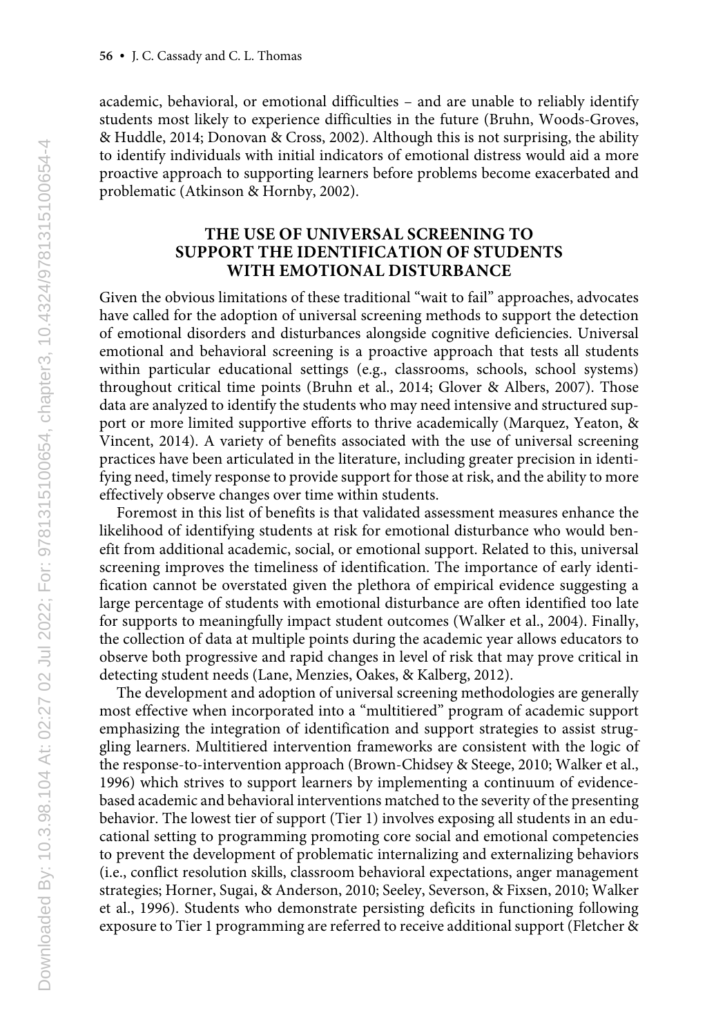academic, behavioral, or emotional difficulties – and are unable to reliably identify students most likely to experience difficulties in the future (Bruhn, Woods-Groves, & Huddle, 2014; Donovan & Cross, 2002). Although this is not surprising, the ability to identify individuals with initial indicators of emotional distress would aid a more proactive approach to supporting learners before problems become exacerbated and problematic (Atkinson & Hornby, 2002).

## THE USE OF UNIVERSAL SCREENING TO SUPPORT THE IDENTIFICATION OF STUDENTS WITH EMOTIONAL DISTURBANCE

Given the obvious limitations of these traditional "wait to fail" approaches, advocates have called for the adoption of universal screening methods to support the detection of emotional disorders and disturbances alongside cognitive deficiencies. Universal emotional and behavioral screening is a proactive approach that tests all students within particular educational settings (e.g., classrooms, schools, school systems) throughout critical time points (Bruhn et al., 2014; Glover & Albers, 2007). Those data are analyzed to identify the students who may need intensive and structured support or more limited supportive efforts to thrive academically (Marquez, Yeaton, & Vincent, 2014). A variety of benefits associated with the use of universal screening practices have been articulated in the literature, including greater precision in identifying need, timely response to provide support for those at risk, and the ability to more effectively observe changes over time within students.

Foremost in this list of benefits is that validated assessment measures enhance the likelihood of identifying students at risk for emotional disturbance who would benefit from additional academic, social, or emotional support. Related to this, universal screening improves the timeliness of identification. The importance of early identification cannot be overstated given the plethora of empirical evidence suggesting a large percentage of students with emotional disturbance are often identified too late for supports to meaningfully impact student outcomes (Walker et al., 2004). Finally, the collection of data at multiple points during the academic year allows educators to observe both progressive and rapid changes in level of risk that may prove critical in detecting student needs (Lane, Menzies, Oakes, & Kalberg, 2012).

The development and adoption of universal screening methodologies are generally most effective when incorporated into a "multitiered" program of academic support emphasizing the integration of identification and support strategies to assist struggling learners. Multitiered intervention frameworks are consistent with the logic of the response-to-intervention approach (Brown-Chidsey & Steege, 2010; Walker et al., 1996) which strives to support learners by implementing a continuum of evidence-based academic and behavioral interventions matched to the severity of the presenting behavior. The lowest tier of support (Tier 1) involves exposing all students in an educational setting to programming promoting core social and emotional competencies to prevent the development of problematic internalizing and externalizing behaviors (i.e., conflict resolution skills, classroom behavioral expectations, anger management strategies; Horner, Sugai, & Anderson, 2010; Seeley, Severson, & Fixsen, 2010; Walker et al., 1996). Students who demonstrate persisting deficits in functioning following exposure to Tier 1 programming are referred to receive additional support (Fletcher &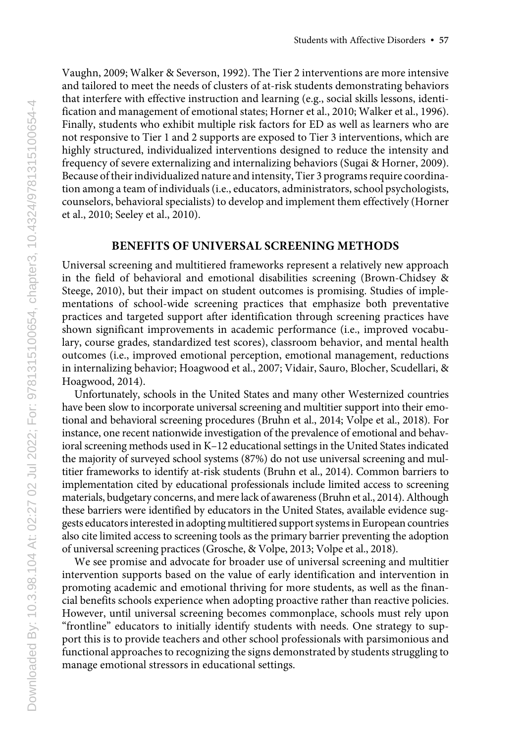Vaughn, 2009; Walker & Severson, 1992). The Tier 2 interventions are more intensive and tailored to meet the needs of clusters of at-risk students demonstrating behaviors that interfere with effective instruction and learning (e.g., social skills lessons, identification and management of emotional states; Horner et al., 2010; Walker et al., 1996). Finally, students who exhibit multiple risk factors for ED as well as learners who are not responsive to Tier 1 and 2 supports are exposed to Tier 3 interventions, which are highly structured, individualized interventions designed to reduce the intensity and frequency of severe externalizing and internalizing behaviors (Sugai & Horner, 2009). Because of their individualized nature and intensity, Tier 3 programs require coordination among a team of individuals (i.e., educators, administrators, school psychologists, counselors, behavioral specialists) to develop and implement them effectively (Horner et al., 2010; Seeley et al., 2010).

## BENEFITS OF UNIVERSAL SCREENING METHODS

Universal screening and multitiered frameworks represent a relatively new approach in the field of behavioral and emotional disabilities screening (Brown-Chidsey & Steege, 2010), but their impact on student outcomes is promising. Studies of implementations of school-wide screening practices that emphasize both preventative practices and targeted support after identification through screening practices have shown significant improvements in academic performance (i.e., improved vocabulary, course grades, standardized test scores), classroom behavior, and mental health outcomes (i.e., improved emotional perception, emotional management, reductions in internalizing behavior; Hoagwood et al., 2007; Vidair, Sauro, Blocher, Scudellari, & Hoagwood, 2014).

Unfortunately, schools in the United States and many other Westernized countries have been slow to incorporate universal screening and multitier support into their emotional and behavioral screening procedures (Bruhn et al., 2014; Volpe et al., 2018). For instance, one recent nationwide investigation of the prevalence of emotional and behavioral screening methods used in K–12 educational settings in the United States indicated the majority of surveyed school systems (87%) do not use universal screening and multitier frameworks to identify at-risk students (Bruhn et al., 2014). Common barriers to implementation cited by educational professionals include limited access to screening materials, budgetary concerns, and mere lack of awareness (Bruhn et al., 2014). Although these barriers were identified by educators in the United States, available evidence suggests educators interested in adopting multitiered support systems in European countries also cite limited access to screening tools as the primary barrier preventing the adoption of universal screening practices (Grosche, & Volpe, 2013; Volpe et al., 2018).

We see promise and advocate for broader use of universal screening and multitier intervention supports based on the value of early identification and intervention in promoting academic and emotional thriving for more students, as well as the financial benefits schools experience when adopting proactive rather than reactive policies. However, until universal screening becomes commonplace, schools must rely upon "frontline" educators to initially identify students with needs. One strategy to support this is to provide teachers and other school professionals with parsimonious and functional approaches to recognizing the signs demonstrated by students struggling to manage emotional stressors in educational settings.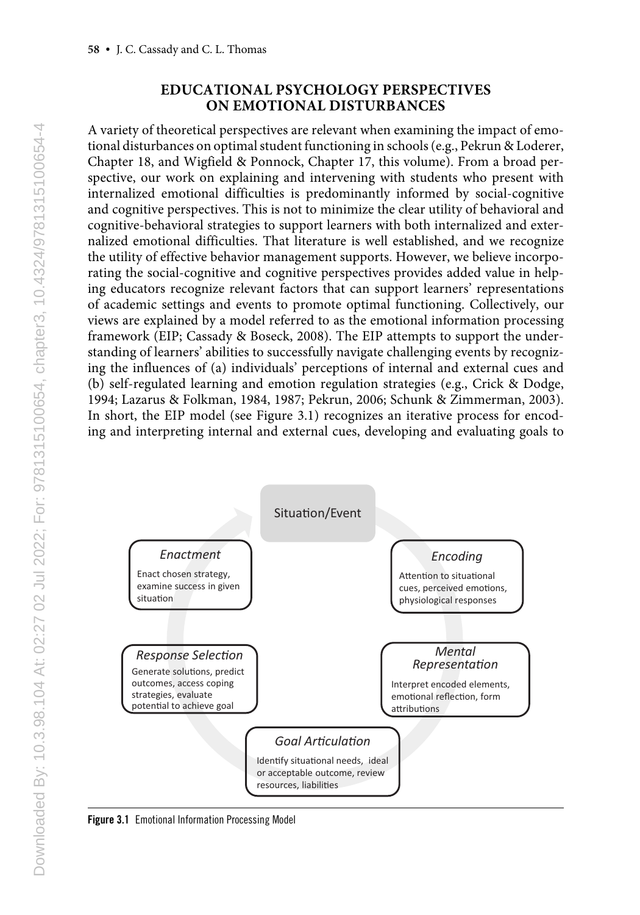## EDUCATIONAL PSYCHOLOGY PERSPECTIVES ON EMOTIONAL DISTURBANCES

A variety of theoretical perspectives are relevant when examining the impact of emotional disturbances on optimal student functioning in schools (e.g., Pekrun & Loderer, Chapter 18, and Wigfield & Ponnock, Chapter 17, this volume). From a broad perspective, our work on explaining and intervening with students who present with internalized emotional difficulties is predominantly informed by social-cognitive and cognitive perspectives. This is not to minimize the clear utility of behavioral and cognitive-behavioral strategies to support learners with both internalized and externalized emotional difficulties. That literature is well established, and we recognize the utility of effective behavior management supports. However, we believe incorporating the social-cognitive and cognitive perspectives provides added value in helping educators recognize relevant factors that can support learners' representations of academic settings and events to promote optimal functioning. Collectively, our views are explained by a model referred to as the emotional information processing framework (EIP; Cassady & Boseck, 2008). The EIP attempts to support the understanding of learners' abilities to successfully navigate challenging events by recognizing the influences of (a) individuals' perceptions of internal and external cues and (b) self-regulated learning and emotion regulation strategies (e.g., Crick & Dodge, 1994; Lazarus & Folkman, 1984, 1987; Pekrun, 2006; Schunk & Zimmerman, 2003). In short, the EIP model (see Figure 3.1) recognizes an iterative process for encoding and interpreting internal and external cues, developing and evaluating goals to

Situation/Event

*Encoding*
Attention to situational cues, perceived emotions, physiological responses

*Mental Representation*
Interpret encoded elements, emotional reflection, form attributions

*Goal Articulation*
Identify situational needs, ideal or acceptable outcome, review resources, liabilities

*Response Selection*
Generate solutions, predict outcomes, access coping strategies, evaluate potential to achieve goal

*Enactment*
Enact chosen strategy, examine success in given situation

**Figure 3.1** Emotional Information Processing Model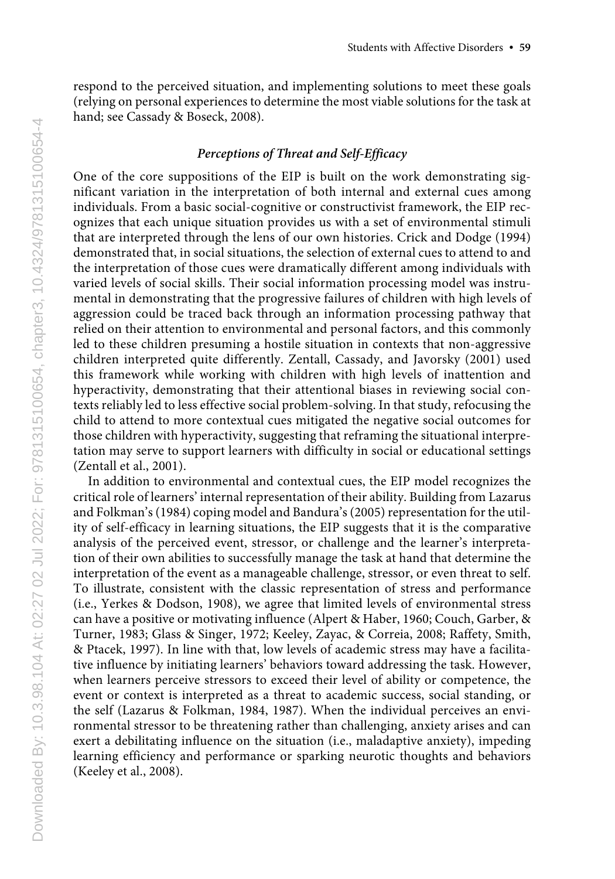respond to the perceived situation, and implementing solutions to meet these goals (relying on personal experiences to determine the most viable solutions for the task at hand; see Cassady & Boseck, 2008).

### *Perceptions of Threat and Self-Efficacy*

One of the core suppositions of the EIP is built on the work demonstrating significant variation in the interpretation of both internal and external cues among individuals. From a basic social-cognitive or constructivist framework, the EIP recognizes that each unique situation provides us with a set of environmental stimuli that are interpreted through the lens of our own histories. Crick and Dodge (1994) demonstrated that, in social situations, the selection of external cues to attend to and the interpretation of those cues were dramatically different among individuals with varied levels of social skills. Their social information processing model was instrumental in demonstrating that the progressive failures of children with high levels of aggression could be traced back through an information processing pathway that relied on their attention to environmental and personal factors, and this commonly led to these children presuming a hostile situation in contexts that non-aggressive children interpreted quite differently. Zentall, Cassady, and Javorsky (2001) used this framework while working with children with high levels of inattention and hyperactivity, demonstrating that their attentional biases in reviewing social contexts reliably led to less effective social problem-solving. In that study, refocusing the child to attend to more contextual cues mitigated the negative social outcomes for those children with hyperactivity, suggesting that reframing the situational interpretation may serve to support learners with difficulty in social or educational settings (Zentall et al., 2001).

In addition to environmental and contextual cues, the EIP model recognizes the critical role of learners' internal representation of their ability. Building from Lazarus and Folkman's (1984) coping model and Bandura's (2005) representation for the utility of self-efficacy in learning situations, the EIP suggests that it is the comparative analysis of the perceived event, stressor, or challenge and the learner's interpretation of their own abilities to successfully manage the task at hand that determine the interpretation of the event as a manageable challenge, stressor, or even threat to self. To illustrate, consistent with the classic representation of stress and performance (i.e., Yerkes & Dodson, 1908), we agree that limited levels of environmental stress can have a positive or motivating influence (Alpert & Haber, 1960; Couch, Garber, & Turner, 1983; Glass & Singer, 1972; Keeley, Zayac, & Correia, 2008; Raffety, Smith, & Ptacek, 1997). In line with that, low levels of academic stress may have a facilitative influence by initiating learners' behaviors toward addressing the task. However, when learners perceive stressors to exceed their level of ability or competence, the event or context is interpreted as a threat to academic success, social standing, or the self (Lazarus & Folkman, 1984, 1987). When the individual perceives an environmental stressor to be threatening rather than challenging, anxiety arises and can exert a debilitating influence on the situation (i.e., maladaptive anxiety), impeding learning efficiency and performance or sparking neurotic thoughts and behaviors (Keeley et al., 2008).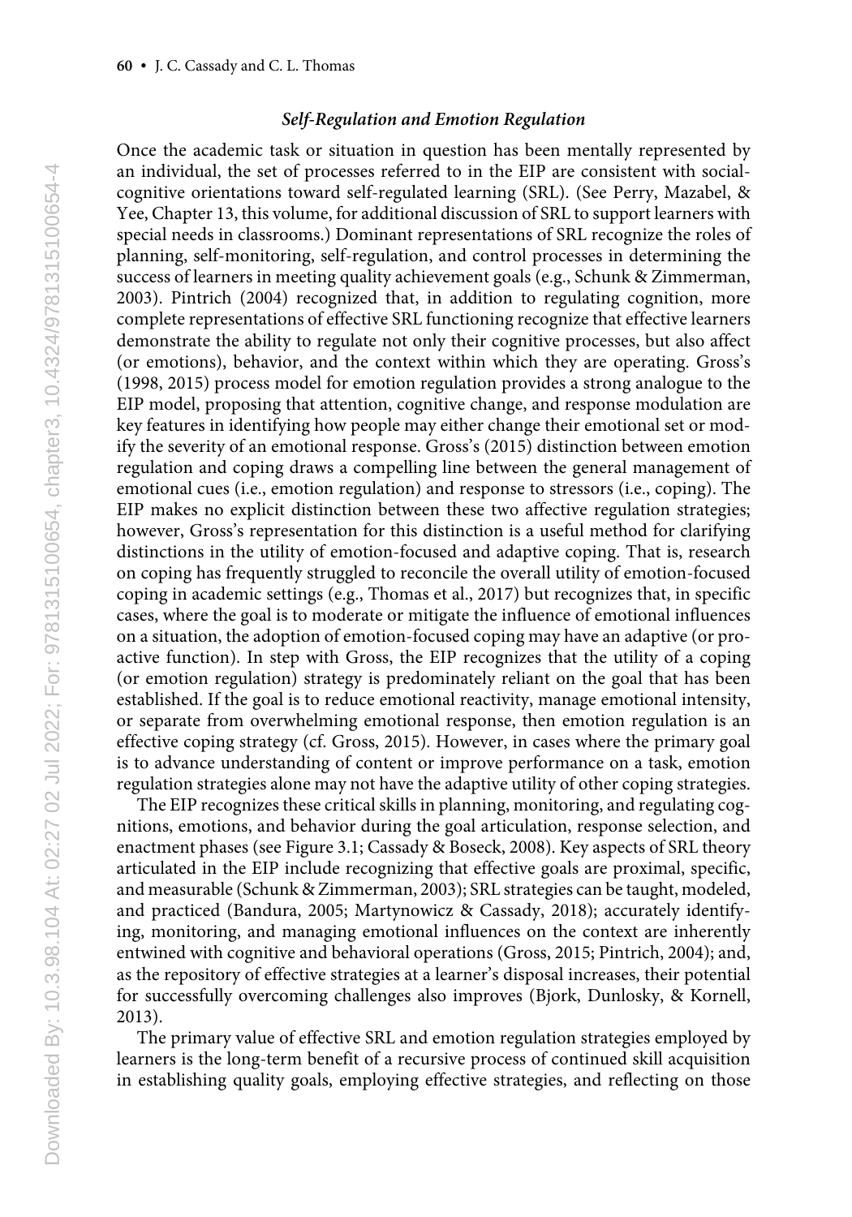### *Self-Regulation and Emotion Regulation*

Once the academic task or situation in question has been mentally represented by an individual, the set of processes referred to in the EIP are consistent with social-cognitive orientations toward self-regulated learning (SRL). (See Perry, Mazabel, & Yee, Chapter 13, this volume, for additional discussion of SRL to support learners with special needs in classrooms.) Dominant representations of SRL recognize the roles of planning, self-monitoring, self-regulation, and control processes in determining the success of learners in meeting quality achievement goals (e.g., Schunk & Zimmerman, 2003). Pintrich (2004) recognized that, in addition to regulating cognition, more complete representations of effective SRL functioning recognize that effective learners demonstrate the ability to regulate not only their cognitive processes, but also affect (or emotions), behavior, and the context within which they are operating. Gross's (1998, 2015) process model for emotion regulation provides a strong analogue to the EIP model, proposing that attention, cognitive change, and response modulation are key features in identifying how people may either change their emotional set or modify the severity of an emotional response. Gross's (2015) distinction between emotion regulation and coping draws a compelling line between the general management of emotional cues (i.e., emotion regulation) and response to stressors (i.e., coping). The EIP makes no explicit distinction between these two affective regulation strategies; however, Gross's representation for this distinction is a useful method for clarifying distinctions in the utility of emotion-focused and adaptive coping. That is, research on coping has frequently struggled to reconcile the overall utility of emotion-focused coping in academic settings (e.g., Thomas et al., 2017) but recognizes that, in specific cases, where the goal is to moderate or mitigate the influence of emotional influences on a situation, the adoption of emotion-focused coping may have an adaptive (or proactive function). In step with Gross, the EIP recognizes that the utility of a coping (or emotion regulation) strategy is predominately reliant on the goal that has been established. If the goal is to reduce emotional reactivity, manage emotional intensity, or separate from overwhelming emotional response, then emotion regulation is an effective coping strategy (cf. Gross, 2015). However, in cases where the primary goal is to advance understanding of content or improve performance on a task, emotion regulation strategies alone may not have the adaptive utility of other coping strategies.

The EIP recognizes these critical skills in planning, monitoring, and regulating cognitions, emotions, and behavior during the goal articulation, response selection, and enactment phases (see Figure 3.1; Cassady & Boseck, 2008). Key aspects of SRL theory articulated in the EIP include recognizing that effective goals are proximal, specific, and measurable (Schunk & Zimmerman, 2003); SRL strategies can be taught, modeled, and practiced (Bandura, 2005; Martynowicz & Cassady, 2018); accurately identifying, monitoring, and managing emotional influences on the context are inherently entwined with cognitive and behavioral operations (Gross, 2015; Pintrich, 2004); and, as the repository of effective strategies at a learner's disposal increases, their potential for successfully overcoming challenges also improves (Bjork, Dunlosky, & Kornell, 2013).

The primary value of effective SRL and emotion regulation strategies employed by learners is the long-term benefit of a recursive process of continued skill acquisition in establishing quality goals, employing effective strategies, and reflecting on those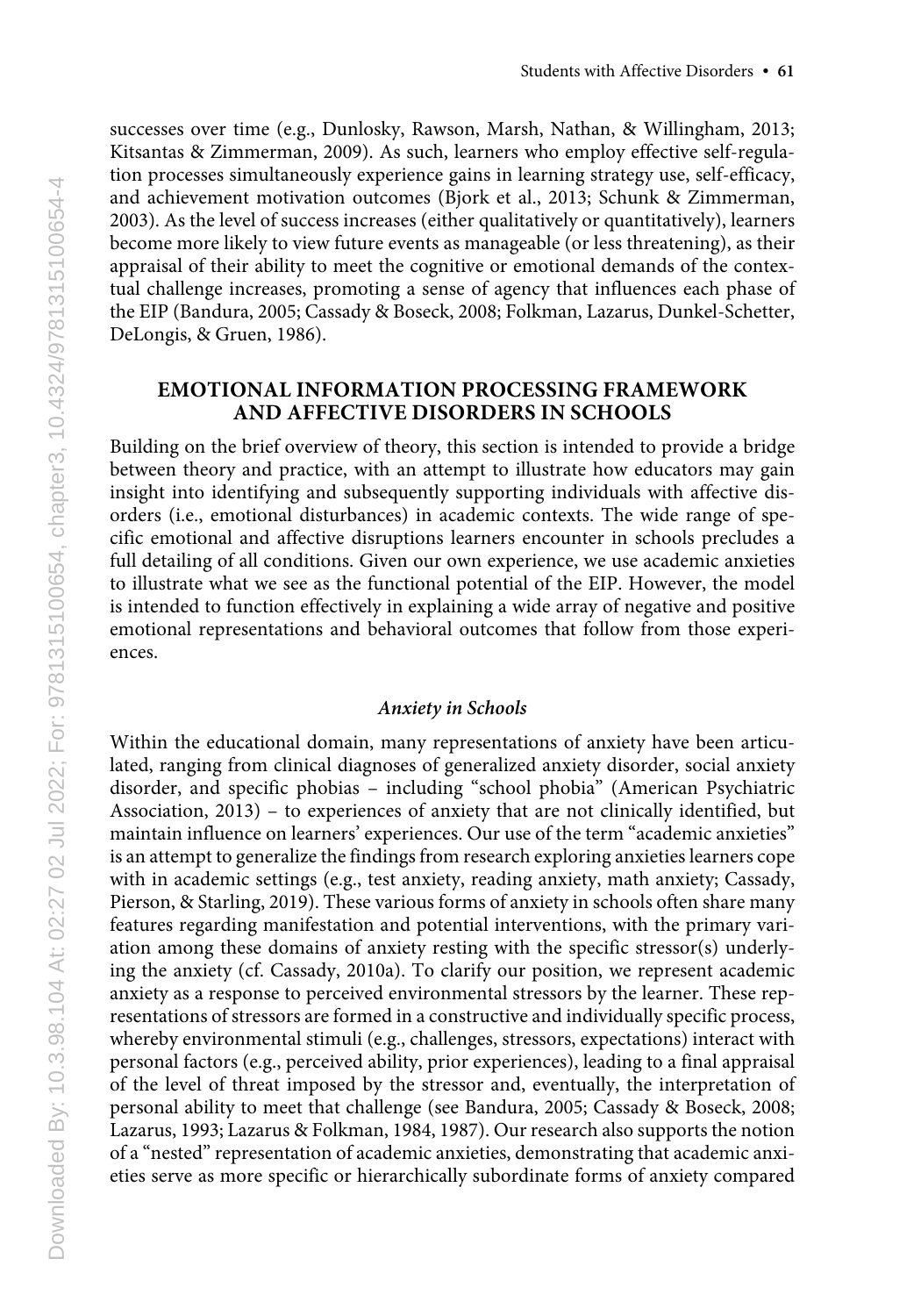successes over time (e.g., Dunlosky, Rawson, Marsh, Nathan, & Willingham, 2013; Kitsantas & Zimmerman, 2009). As such, learners who employ effective self-regulation processes simultaneously experience gains in learning strategy use, self-efficacy, and achievement motivation outcomes (Bjork et al., 2013; Schunk & Zimmerman, 2003). As the level of success increases (either qualitatively or quantitatively), learners become more likely to view future events as manageable (or less threatening), as their appraisal of their ability to meet the cognitive or emotional demands of the contextual challenge increases, promoting a sense of agency that influences each phase of the EIP (Bandura, 2005; Cassady & Boseck, 2008; Folkman, Lazarus, Dunkel-Schetter, DeLongis, & Gruen, 1986).

## EMOTIONAL INFORMATION PROCESSING FRAMEWORK AND AFFECTIVE DISORDERS IN SCHOOLS

Building on the brief overview of theory, this section is intended to provide a bridge between theory and practice, with an attempt to illustrate how educators may gain insight into identifying and subsequently supporting individuals with affective disorders (i.e., emotional disturbances) in academic contexts. The wide range of specific emotional and affective disruptions learners encounter in schools precludes a full detailing of all conditions. Given our own experience, we use academic anxieties to illustrate what we see as the functional potential of the EIP. However, the model is intended to function effectively in explaining a wide array of negative and positive emotional representations and behavioral outcomes that follow from those experiences.

### *Anxiety in Schools*

Within the educational domain, many representations of anxiety have been articulated, ranging from clinical diagnoses of generalized anxiety disorder, social anxiety disorder, and specific phobias – including "school phobia" (American Psychiatric Association, 2013) – to experiences of anxiety that are not clinically identified, but maintain influence on learners' experiences. Our use of the term "academic anxieties" is an attempt to generalize the findings from research exploring anxieties learners cope with in academic settings (e.g., test anxiety, reading anxiety, math anxiety; Cassady, Pierson, & Starling, 2019). These various forms of anxiety in schools often share many features regarding manifestation and potential interventions, with the primary variation among these domains of anxiety resting with the specific stressor(s) underlying the anxiety (cf. Cassady, 2010a). To clarify our position, we represent academic anxiety as a response to perceived environmental stressors by the learner. These representations of stressors are formed in a constructive and individually specific process, whereby environmental stimuli (e.g., challenges, stressors, expectations) interact with personal factors (e.g., perceived ability, prior experiences), leading to a final appraisal of the level of threat imposed by the stressor and, eventually, the interpretation of personal ability to meet that challenge (see Bandura, 2005; Cassady & Boseck, 2008; Lazarus, 1993; Lazarus & Folkman, 1984, 1987). Our research also supports the notion of a "nested" representation of academic anxieties, demonstrating that academic anxieties serve as more specific or hierarchically subordinate forms of anxiety compared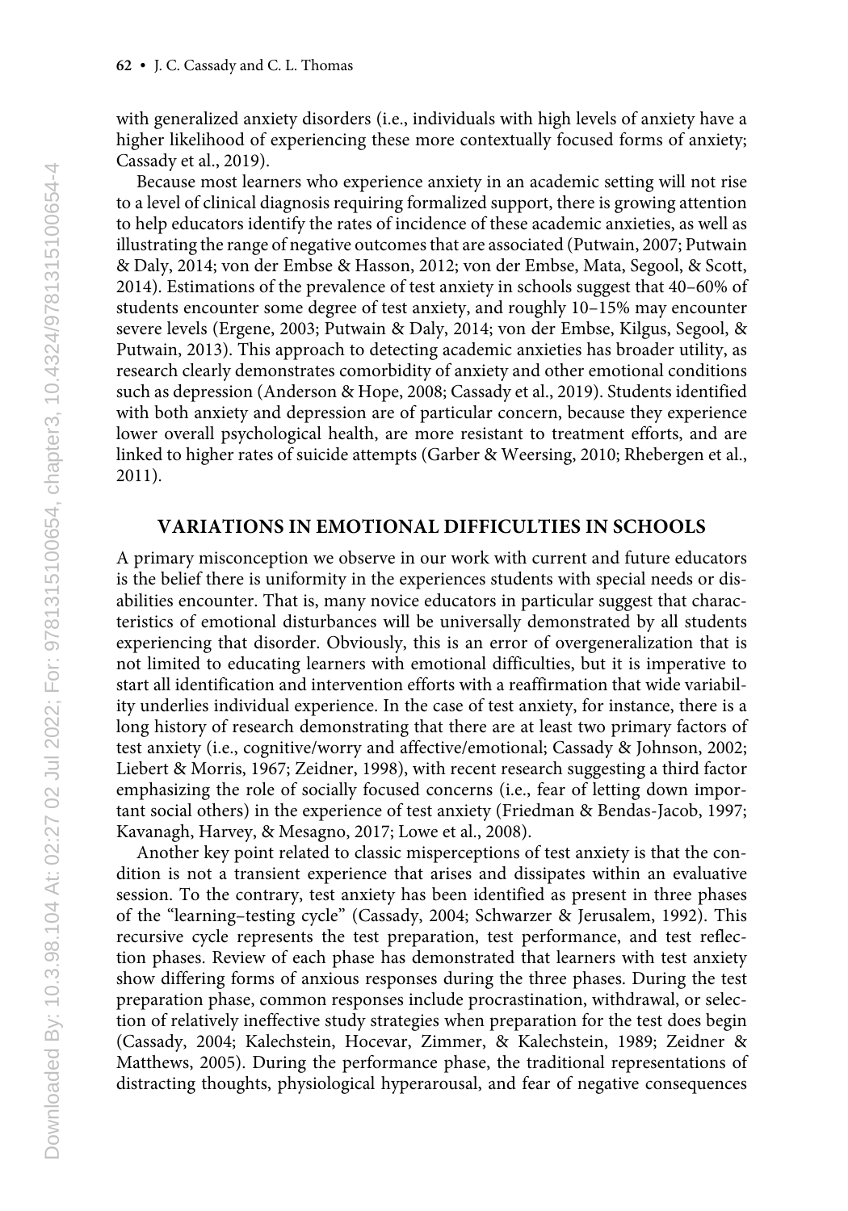with generalized anxiety disorders (i.e., individuals with high levels of anxiety have a higher likelihood of experiencing these more contextually focused forms of anxiety; Cassady et al., 2019).

Because most learners who experience anxiety in an academic setting will not rise to a level of clinical diagnosis requiring formalized support, there is growing attention to help educators identify the rates of incidence of these academic anxieties, as well as illustrating the range of negative outcomes that are associated (Putwain, 2007; Putwain & Daly, 2014; von der Embse & Hasson, 2012; von der Embse, Mata, Segool, & Scott, 2014). Estimations of the prevalence of test anxiety in schools suggest that 40–60% of students encounter some degree of test anxiety, and roughly 10–15% may encounter severe levels (Ergene, 2003; Putwain & Daly, 2014; von der Embse, Kilgus, Segool, & Putwain, 2013). This approach to detecting academic anxieties has broader utility, as research clearly demonstrates comorbidity of anxiety and other emotional conditions such as depression (Anderson & Hope, 2008; Cassady et al., 2019). Students identified with both anxiety and depression are of particular concern, because they experience lower overall psychological health, are more resistant to treatment efforts, and are linked to higher rates of suicide attempts (Garber & Weersing, 2010; Rhebergen et al., 2011).

## VARIATIONS IN EMOTIONAL DIFFICULTIES IN SCHOOLS

A primary misconception we observe in our work with current and future educators is the belief there is uniformity in the experiences students with special needs or disabilities encounter. That is, many novice educators in particular suggest that characteristics of emotional disturbances will be universally demonstrated by all students experiencing that disorder. Obviously, this is an error of overgeneralization that is not limited to educating learners with emotional difficulties, but it is imperative to start all identification and intervention efforts with a reaffirmation that wide variability underlies individual experience. In the case of test anxiety, for instance, there is a long history of research demonstrating that there are at least two primary factors of test anxiety (i.e., cognitive/worry and affective/emotional; Cassady & Johnson, 2002; Liebert & Morris, 1967; Zeidner, 1998), with recent research suggesting a third factor emphasizing the role of socially focused concerns (i.e., fear of letting down important social others) in the experience of test anxiety (Friedman & Bendas-Jacob, 1997; Kavanagh, Harvey, & Mesagno, 2017; Lowe et al., 2008).

Another key point related to classic misperceptions of test anxiety is that the condition is not a transient experience that arises and dissipates within an evaluative session. To the contrary, test anxiety has been identified as present in three phases of the "learning–testing cycle" (Cassady, 2004; Schwarzer & Jerusalem, 1992). This recursive cycle represents the test preparation, test performance, and test reflection phases. Review of each phase has demonstrated that learners with test anxiety show differing forms of anxious responses during the three phases. During the test preparation phase, common responses include procrastination, withdrawal, or selection of relatively ineffective study strategies when preparation for the test does begin (Cassady, 2004; Kalechstein, Hocevar, Zimmer, & Kalechstein, 1989; Zeidner & Matthews, 2005). During the performance phase, the traditional representations of distracting thoughts, physiological hyperarousal, and fear of negative consequences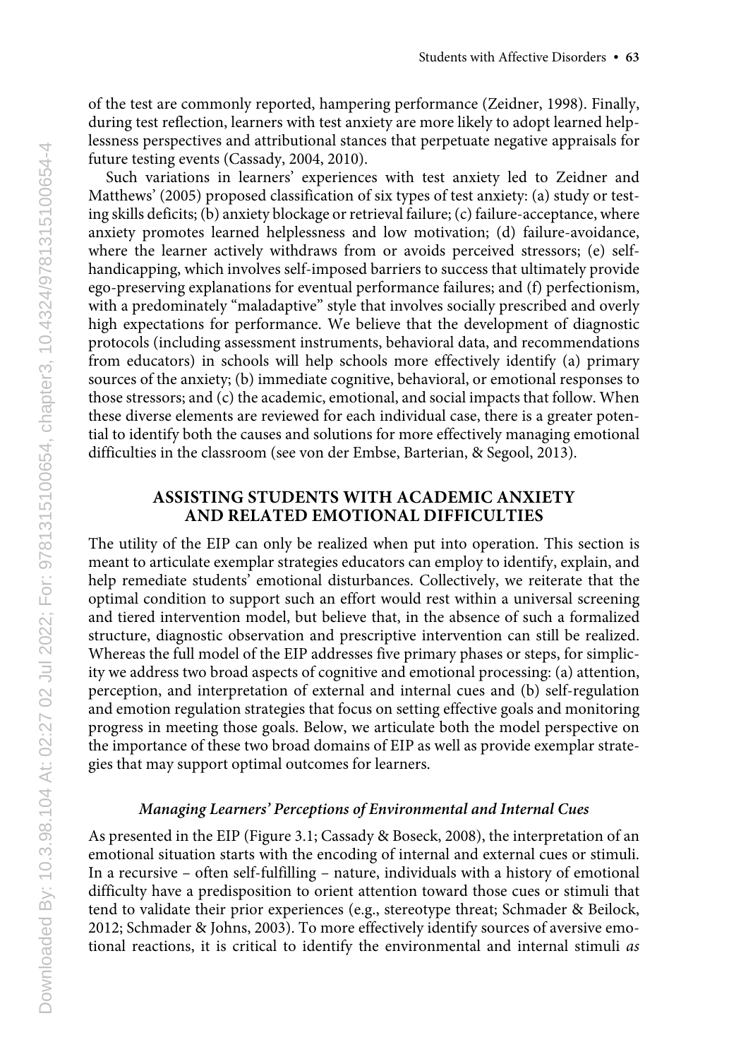of the test are commonly reported, hampering performance (Zeidner, 1998). Finally, during test reflection, learners with test anxiety are more likely to adopt learned helplessness perspectives and attributional stances that perpetuate negative appraisals for future testing events (Cassady, 2004, 2010).

Such variations in learners' experiences with test anxiety led to Zeidner and Matthews' (2005) proposed classification of six types of test anxiety: (a) study or testing skills deficits; (b) anxiety blockage or retrieval failure; (c) failure-acceptance, where anxiety promotes learned helplessness and low motivation; (d) failure-avoidance, where the learner actively withdraws from or avoids perceived stressors; (e) self-handicapping, which involves self-imposed barriers to success that ultimately provide ego-preserving explanations for eventual performance failures; and (f) perfectionism, with a predominately "maladaptive" style that involves socially prescribed and overly high expectations for performance. We believe that the development of diagnostic protocols (including assessment instruments, behavioral data, and recommendations from educators) in schools will help schools more effectively identify (a) primary sources of the anxiety; (b) immediate cognitive, behavioral, or emotional responses to those stressors; and (c) the academic, emotional, and social impacts that follow. When these diverse elements are reviewed for each individual case, there is a greater potential to identify both the causes and solutions for more effectively managing emotional difficulties in the classroom (see von der Embse, Barterian, & Segool, 2013).

## ASSISTING STUDENTS WITH ACADEMIC ANXIETY AND RELATED EMOTIONAL DIFFICULTIES

The utility of the EIP can only be realized when put into operation. This section is meant to articulate exemplar strategies educators can employ to identify, explain, and help remediate students' emotional disturbances. Collectively, we reiterate that the optimal condition to support such an effort would rest within a universal screening and tiered intervention model, but believe that, in the absence of such a formalized structure, diagnostic observation and prescriptive intervention can still be realized. Whereas the full model of the EIP addresses five primary phases or steps, for simplicity we address two broad aspects of cognitive and emotional processing: (a) attention, perception, and interpretation of external and internal cues and (b) self-regulation and emotion regulation strategies that focus on setting effective goals and monitoring progress in meeting those goals. Below, we articulate both the model perspective on the importance of these two broad domains of EIP as well as provide exemplar strategies that may support optimal outcomes for learners.

### *Managing Learners' Perceptions of Environmental and Internal Cues*

As presented in the EIP (Figure 3.1; Cassady & Boseck, 2008), the interpretation of an emotional situation starts with the encoding of internal and external cues or stimuli. In a recursive – often self-fulfilling – nature, individuals with a history of emotional difficulty have a predisposition to orient attention toward those cues or stimuli that tend to validate their prior experiences (e.g., stereotype threat; Schmader & Beilock, 2012; Schmader & Johns, 2003). To more effectively identify sources of aversive emotional reactions, it is critical to identify the environmental and internal stimuli *as*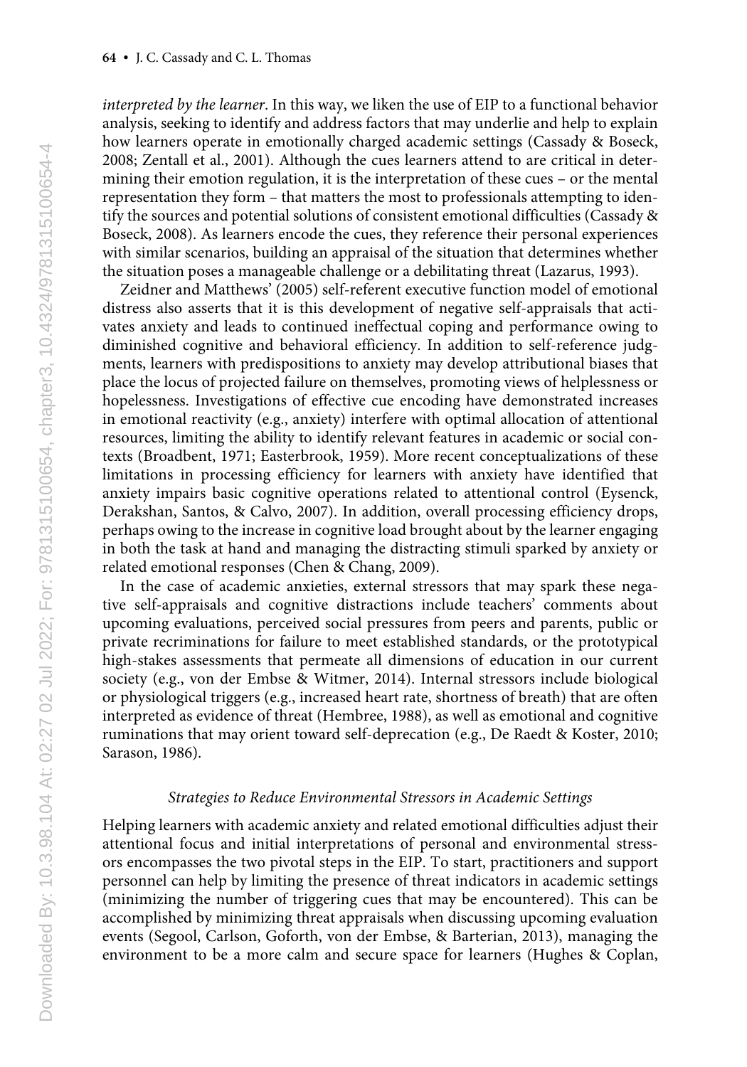*interpreted by the learner*. In this way, we liken the use of EIP to a functional behavior analysis, seeking to identify and address factors that may underlie and help to explain how learners operate in emotionally charged academic settings (Cassady & Boseck, 2008; Zentall et al., 2001). Although the cues learners attend to are critical in determining their emotion regulation, it is the interpretation of these cues – or the mental representation they form – that matters the most to professionals attempting to identify the sources and potential solutions of consistent emotional difficulties (Cassady & Boseck, 2008). As learners encode the cues, they reference their personal experiences with similar scenarios, building an appraisal of the situation that determines whether the situation poses a manageable challenge or a debilitating threat (Lazarus, 1993).

Zeidner and Matthews' (2005) self-referent executive function model of emotional distress also asserts that it is this development of negative self-appraisals that activates anxiety and leads to continued ineffectual coping and performance owing to diminished cognitive and behavioral efficiency. In addition to self-reference judgments, learners with predispositions to anxiety may develop attributional biases that place the locus of projected failure on themselves, promoting views of helplessness or hopelessness. Investigations of effective cue encoding have demonstrated increases in emotional reactivity (e.g., anxiety) interfere with optimal allocation of attentional resources, limiting the ability to identify relevant features in academic or social contexts (Broadbent, 1971; Easterbrook, 1959). More recent conceptualizations of these limitations in processing efficiency for learners with anxiety have identified that anxiety impairs basic cognitive operations related to attentional control (Eysenck, Derakshan, Santos, & Calvo, 2007). In addition, overall processing efficiency drops, perhaps owing to the increase in cognitive load brought about by the learner engaging in both the task at hand and managing the distracting stimuli sparked by anxiety or related emotional responses (Chen & Chang, 2009).

In the case of academic anxieties, external stressors that may spark these negative self-appraisals and cognitive distractions include teachers' comments about upcoming evaluations, perceived social pressures from peers and parents, public or private recriminations for failure to meet established standards, or the prototypical high-stakes assessments that permeate all dimensions of education in our current society (e.g., von der Embse & Witmer, 2014). Internal stressors include biological or physiological triggers (e.g., increased heart rate, shortness of breath) that are often interpreted as evidence of threat (Hembree, 1988), as well as emotional and cognitive ruminations that may orient toward self-deprecation (e.g., De Raedt & Koster, 2010; Sarason, 1986).

### *Strategies to Reduce Environmental Stressors in Academic Settings*

Helping learners with academic anxiety and related emotional difficulties adjust their attentional focus and initial interpretations of personal and environmental stressors encompasses the two pivotal steps in the EIP. To start, practitioners and support personnel can help by limiting the presence of threat indicators in academic settings (minimizing the number of triggering cues that may be encountered). This can be accomplished by minimizing threat appraisals when discussing upcoming evaluation events (Segool, Carlson, Goforth, von der Embse, & Barterian, 2013), managing the environment to be a more calm and secure space for learners (Hughes & Coplan,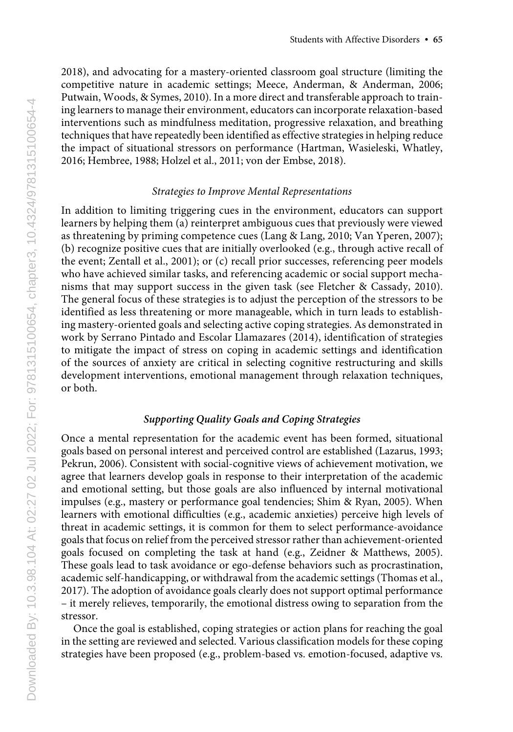2018), and advocating for a mastery-oriented classroom goal structure (limiting the competitive nature in academic settings; Meece, Anderman, & Anderman, 2006; Putwain, Woods, & Symes, 2010). In a more direct and transferable approach to training learners to manage their environment, educators can incorporate relaxation-based interventions such as mindfulness meditation, progressive relaxation, and breathing techniques that have repeatedly been identified as effective strategies in helping reduce the impact of situational stressors on performance (Hartman, Wasieleski, Whatley, 2016; Hembree, 1988; Holzel et al., 2011; von der Embse, 2018).

#### *Strategies to Improve Mental Representations*

In addition to limiting triggering cues in the environment, educators can support learners by helping them (a) reinterpret ambiguous cues that previously were viewed as threatening by priming competence cues (Lang & Lang, 2010; Van Yperen, 2007); (b) recognize positive cues that are initially overlooked (e.g., through active recall of the event; Zentall et al., 2001); or (c) recall prior successes, referencing peer models who have achieved similar tasks, and referencing academic or social support mechanisms that may support success in the given task (see Fletcher & Cassady, 2010). The general focus of these strategies is to adjust the perception of the stressors to be identified as less threatening or more manageable, which in turn leads to establishing mastery-oriented goals and selecting active coping strategies. As demonstrated in work by Serrano Pintado and Escolar Llamazares (2014), identification of strategies to mitigate the impact of stress on coping in academic settings and identification of the sources of anxiety are critical in selecting cognitive restructuring and skills development interventions, emotional management through relaxation techniques, or both.

### *Supporting Quality Goals and Coping Strategies*

Once a mental representation for the academic event has been formed, situational goals based on personal interest and perceived control are established (Lazarus, 1993; Pekrun, 2006). Consistent with social-cognitive views of achievement motivation, we agree that learners develop goals in response to their interpretation of the academic and emotional setting, but those goals are also influenced by internal motivational impulses (e.g., mastery or performance goal tendencies; Shim & Ryan, 2005). When learners with emotional difficulties (e.g., academic anxieties) perceive high levels of threat in academic settings, it is common for them to select performance-avoidance goals that focus on relief from the perceived stressor rather than achievement-oriented goals focused on completing the task at hand (e.g., Zeidner & Matthews, 2005). These goals lead to task avoidance or ego-defense behaviors such as procrastination, academic self-handicapping, or withdrawal from the academic settings (Thomas et al., 2017). The adoption of avoidance goals clearly does not support optimal performance – it merely relieves, temporarily, the emotional distress owing to separation from the stressor.

Once the goal is established, coping strategies or action plans for reaching the goal in the setting are reviewed and selected. Various classification models for these coping strategies have been proposed (e.g., problem-based vs. emotion-focused, adaptive vs.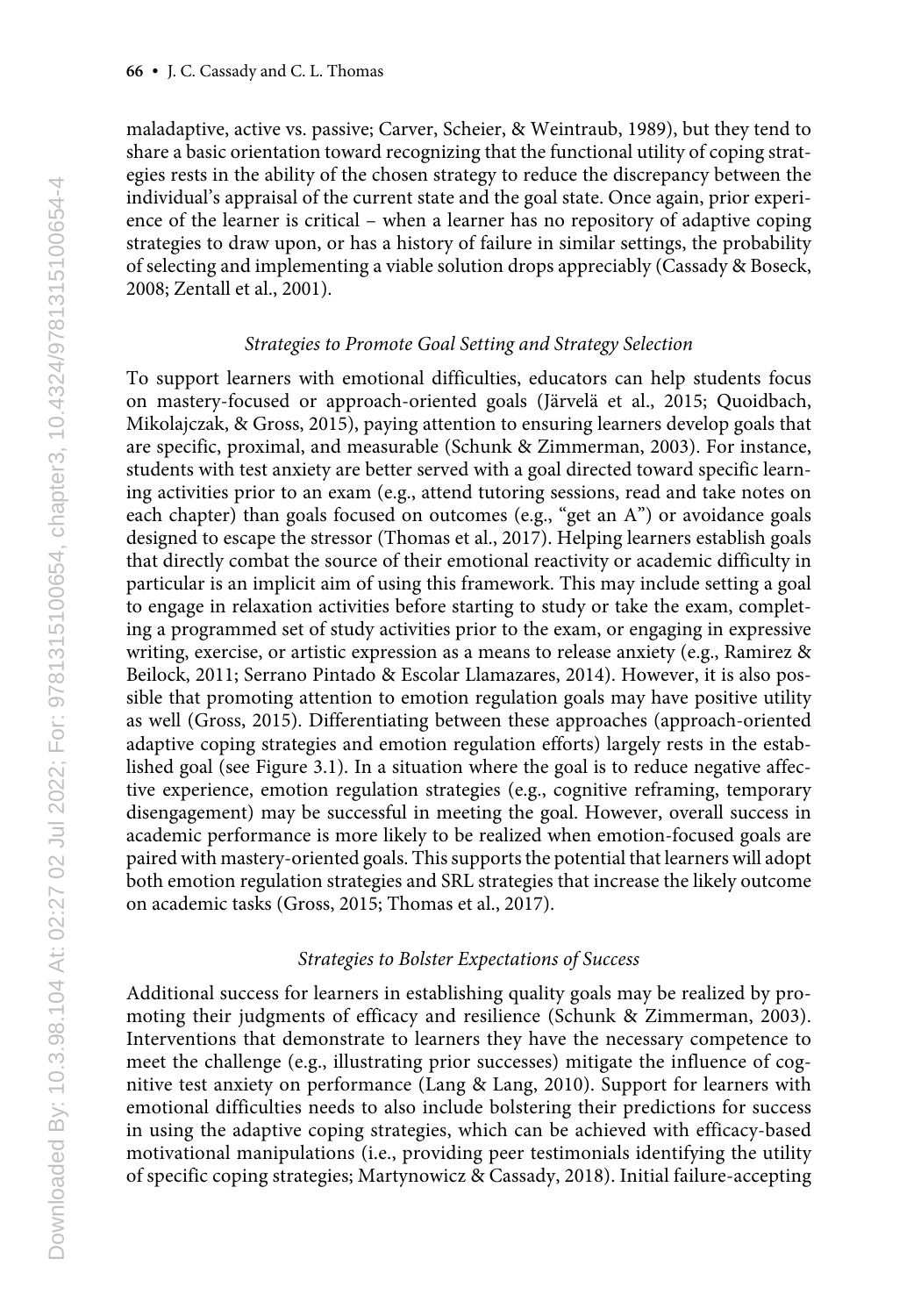maladaptive, active vs. passive; Carver, Scheier, & Weintraub, 1989), but they tend to share a basic orientation toward recognizing that the functional utility of coping strategies rests in the ability of the chosen strategy to reduce the discrepancy between the individual's appraisal of the current state and the goal state. Once again, prior experience of the learner is critical – when a learner has no repository of adaptive coping strategies to draw upon, or has a history of failure in similar settings, the probability of selecting and implementing a viable solution drops appreciably (Cassady & Boseck, 2008; Zentall et al., 2001).

### *Strategies to Promote Goal Setting and Strategy Selection*

To support learners with emotional difficulties, educators can help students focus on mastery-focused or approach-oriented goals (Järvelä et al., 2015; Quoidbach, Mikolajczak, & Gross, 2015), paying attention to ensuring learners develop goals that are specific, proximal, and measurable (Schunk & Zimmerman, 2003). For instance, students with test anxiety are better served with a goal directed toward specific learning activities prior to an exam (e.g., attend tutoring sessions, read and take notes on each chapter) than goals focused on outcomes (e.g., "get an A") or avoidance goals designed to escape the stressor (Thomas et al., 2017). Helping learners establish goals that directly combat the source of their emotional reactivity or academic difficulty in particular is an implicit aim of using this framework. This may include setting a goal to engage in relaxation activities before starting to study or take the exam, completing a programmed set of study activities prior to the exam, or engaging in expressive writing, exercise, or artistic expression as a means to release anxiety (e.g., Ramirez & Beilock, 2011; Serrano Pintado & Escolar Llamazares, 2014). However, it is also possible that promoting attention to emotion regulation goals may have positive utility as well (Gross, 2015). Differentiating between these approaches (approach-oriented adaptive coping strategies and emotion regulation efforts) largely rests in the established goal (see Figure 3.1). In a situation where the goal is to reduce negative affective experience, emotion regulation strategies (e.g., cognitive reframing, temporary disengagement) may be successful in meeting the goal. However, overall success in academic performance is more likely to be realized when emotion-focused goals are paired with mastery-oriented goals. This supports the potential that learners will adopt both emotion regulation strategies and SRL strategies that increase the likely outcome on academic tasks (Gross, 2015; Thomas et al., 2017).

### *Strategies to Bolster Expectations of Success*

Additional success for learners in establishing quality goals may be realized by promoting their judgments of efficacy and resilience (Schunk & Zimmerman, 2003). Interventions that demonstrate to learners they have the necessary competence to meet the challenge (e.g., illustrating prior successes) mitigate the influence of cognitive test anxiety on performance (Lang & Lang, 2010). Support for learners with emotional difficulties needs to also include bolstering their predictions for success in using the adaptive coping strategies, which can be achieved with efficacy-based motivational manipulations (i.e., providing peer testimonials identifying the utility of specific coping strategies; Martynowicz & Cassady, 2018). Initial failure-accepting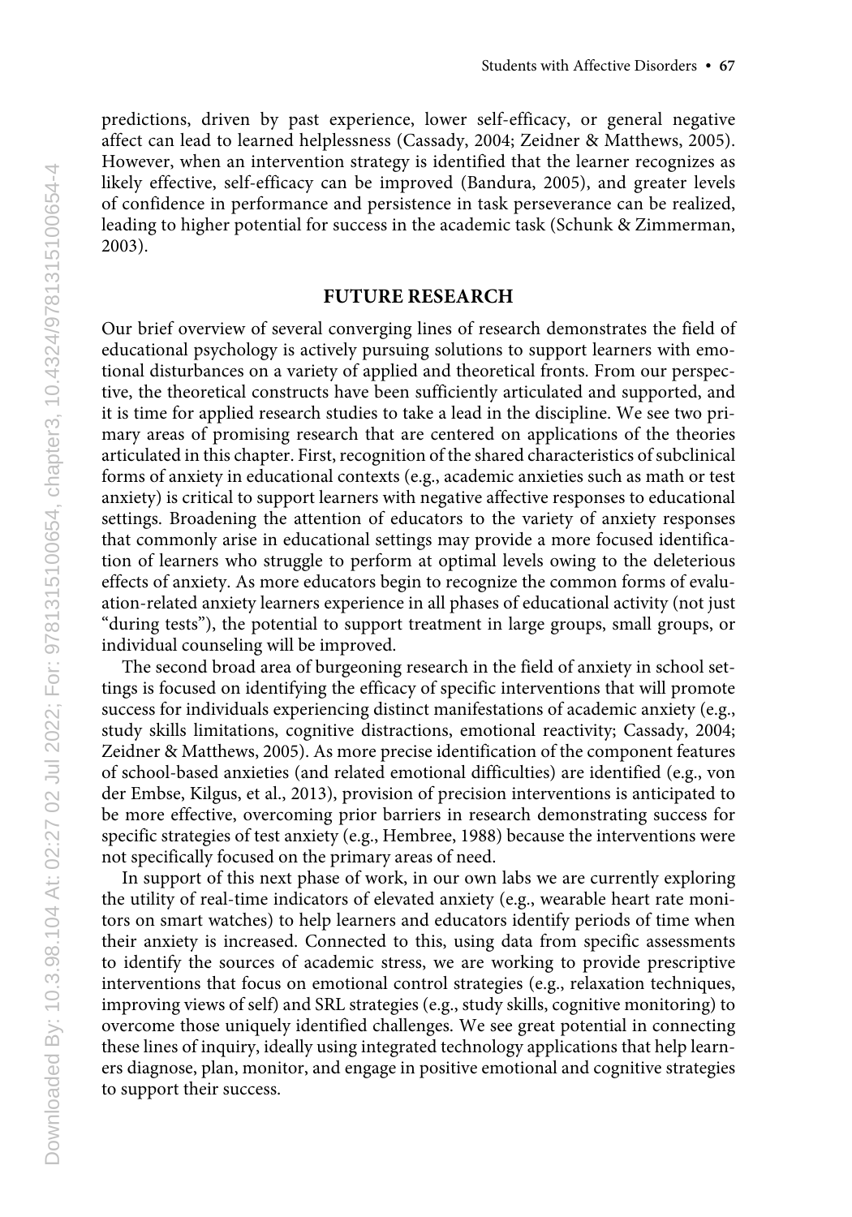predictions, driven by past experience, lower self-efficacy, or general negative affect can lead to learned helplessness (Cassady, 2004; Zeidner & Matthews, 2005). However, when an intervention strategy is identified that the learner recognizes as likely effective, self-efficacy can be improved (Bandura, 2005), and greater levels of confidence in performance and persistence in task perseverance can be realized, leading to higher potential for success in the academic task (Schunk & Zimmerman, 2003).

## FUTURE RESEARCH

Our brief overview of several converging lines of research demonstrates the field of educational psychology is actively pursuing solutions to support learners with emotional disturbances on a variety of applied and theoretical fronts. From our perspective, the theoretical constructs have been sufficiently articulated and supported, and it is time for applied research studies to take a lead in the discipline. We see two primary areas of promising research that are centered on applications of the theories articulated in this chapter. First, recognition of the shared characteristics of subclinical forms of anxiety in educational contexts (e.g., academic anxieties such as math or test anxiety) is critical to support learners with negative affective responses to educational settings. Broadening the attention of educators to the variety of anxiety responses that commonly arise in educational settings may provide a more focused identification of learners who struggle to perform at optimal levels owing to the deleterious effects of anxiety. As more educators begin to recognize the common forms of evaluation-related anxiety learners experience in all phases of educational activity (not just "during tests"), the potential to support treatment in large groups, small groups, or individual counseling will be improved.

The second broad area of burgeoning research in the field of anxiety in school settings is focused on identifying the efficacy of specific interventions that will promote success for individuals experiencing distinct manifestations of academic anxiety (e.g., study skills limitations, cognitive distractions, emotional reactivity; Cassady, 2004; Zeidner & Matthews, 2005). As more precise identification of the component features of school-based anxieties (and related emotional difficulties) are identified (e.g., von der Embse, Kilgus, et al., 2013), provision of precision interventions is anticipated to be more effective, overcoming prior barriers in research demonstrating success for specific strategies of test anxiety (e.g., Hembree, 1988) because the interventions were not specifically focused on the primary areas of need.

In support of this next phase of work, in our own labs we are currently exploring the utility of real-time indicators of elevated anxiety (e.g., wearable heart rate monitors on smart watches) to help learners and educators identify periods of time when their anxiety is increased. Connected to this, using data from specific assessments to identify the sources of academic stress, we are working to provide prescriptive interventions that focus on emotional control strategies (e.g., relaxation techniques, improving views of self) and SRL strategies (e.g., study skills, cognitive monitoring) to overcome those uniquely identified challenges. We see great potential in connecting these lines of inquiry, ideally using integrated technology applications that help learners diagnose, plan, monitor, and engage in positive emotional and cognitive strategies to support their success.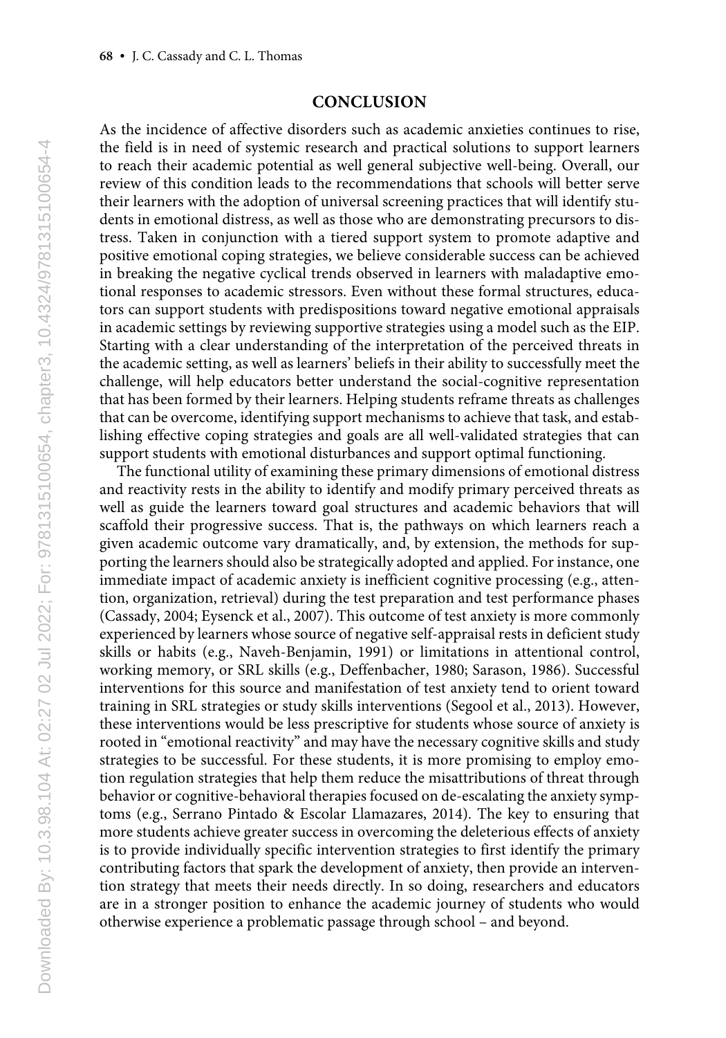## CONCLUSION

As the incidence of affective disorders such as academic anxieties continues to rise, the field is in need of systemic research and practical solutions to support learners to reach their academic potential as well general subjective well-being. Overall, our review of this condition leads to the recommendations that schools will better serve their learners with the adoption of universal screening practices that will identify students in emotional distress, as well as those who are demonstrating precursors to distress. Taken in conjunction with a tiered support system to promote adaptive and positive emotional coping strategies, we believe considerable success can be achieved in breaking the negative cyclical trends observed in learners with maladaptive emotional responses to academic stressors. Even without these formal structures, educators can support students with predispositions toward negative emotional appraisals in academic settings by reviewing supportive strategies using a model such as the EIP. Starting with a clear understanding of the interpretation of the perceived threats in the academic setting, as well as learners' beliefs in their ability to successfully meet the challenge, will help educators better understand the social-cognitive representation that has been formed by their learners. Helping students reframe threats as challenges that can be overcome, identifying support mechanisms to achieve that task, and establishing effective coping strategies and goals are all well-validated strategies that can support students with emotional disturbances and support optimal functioning.

The functional utility of examining these primary dimensions of emotional distress and reactivity rests in the ability to identify and modify primary perceived threats as well as guide the learners toward goal structures and academic behaviors that will scaffold their progressive success. That is, the pathways on which learners reach a given academic outcome vary dramatically, and, by extension, the methods for supporting the learners should also be strategically adopted and applied. For instance, one immediate impact of academic anxiety is inefficient cognitive processing (e.g., attention, organization, retrieval) during the test preparation and test performance phases (Cassady, 2004; Eysenck et al., 2007). This outcome of test anxiety is more commonly experienced by learners whose source of negative self-appraisal rests in deficient study skills or habits (e.g., Naveh-Benjamin, 1991) or limitations in attentional control, working memory, or SRL skills (e.g., Deffenbacher, 1980; Sarason, 1986). Successful interventions for this source and manifestation of test anxiety tend to orient toward training in SRL strategies or study skills interventions (Segool et al., 2013). However, these interventions would be less prescriptive for students whose source of anxiety is rooted in "emotional reactivity" and may have the necessary cognitive skills and study strategies to be successful. For these students, it is more promising to employ emotion regulation strategies that help them reduce the misattributions of threat through behavior or cognitive-behavioral therapies focused on de-escalating the anxiety symptoms (e.g., Serrano Pintado & Escolar Llamazares, 2014). The key to ensuring that more students achieve greater success in overcoming the deleterious effects of anxiety is to provide individually specific intervention strategies to first identify the primary contributing factors that spark the development of anxiety, then provide an intervention strategy that meets their needs directly. In so doing, researchers and educators are in a stronger position to enhance the academic journey of students who would otherwise experience a problematic passage through school – and beyond.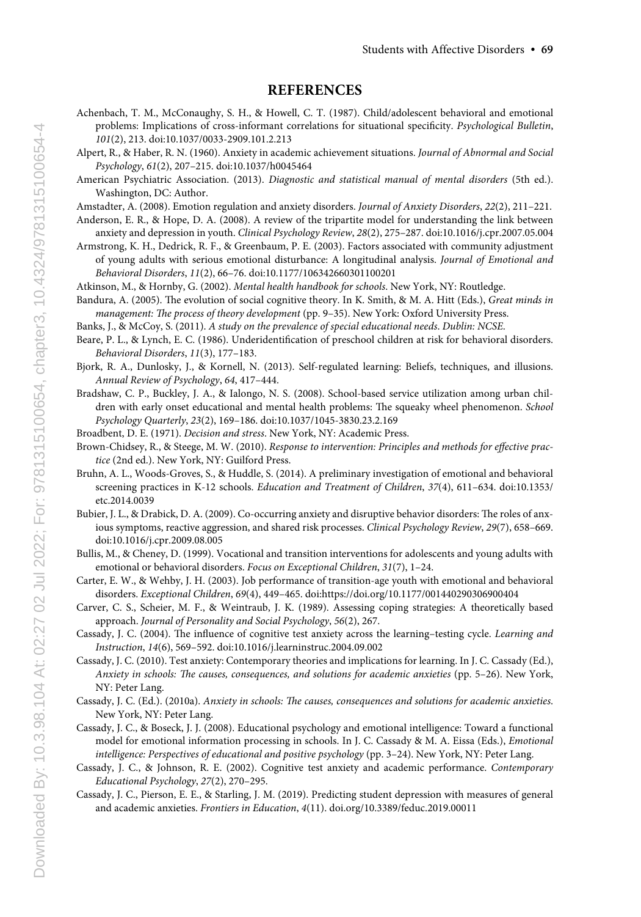## REFERENCES

Achenbach, T. M., McConaughy, S. H., & Howell, C. T. (1987). Child/adolescent behavioral and emotional problems: Implications of cross-informant correlations for situational specificity. *Psychological Bulletin*, *101*(2), 213. doi:10.1037/0033-2909.101.2.213

Alpert, R., & Haber, R. N. (1960). Anxiety in academic achievement situations. *Journal of Abnormal and Social Psychology*, *61*(2), 207–215. doi:10.1037/h0045464

American Psychiatric Association. (2013). *Diagnostic and statistical manual of mental disorders* (5th ed.). Washington, DC: Author.

Amstadter, A. (2008). Emotion regulation and anxiety disorders. *Journal of Anxiety Disorders*, *22*(2), 211–221.

Anderson, E. R., & Hope, D. A. (2008). A review of the tripartite model for understanding the link between anxiety and depression in youth. *Clinical Psychology Review*, *28*(2), 275–287. doi:10.1016/j.cpr.2007.05.004

Armstrong, K. H., Dedrick, R. F., & Greenbaum, P. E. (2003). Factors associated with community adjustment of young adults with serious emotional disturbance: A longitudinal analysis. *Journal of Emotional and Behavioral Disorders*, *11*(2), 66–76. doi:10.1177/106342660301100201

Atkinson, M., & Hornby, G. (2002). *Mental health handbook for schools*. New York, NY: Routledge.

Bandura, A. (2005). The evolution of social cognitive theory. In K. Smith, & M. A. Hitt (Eds.), *Great minds in management: The process of theory development* (pp. 9–35). New York: Oxford University Press.

Banks, J., & McCoy, S. (2011). *A study on the prevalence of special educational needs. Dublin: NCSE.*

Beare, P. L., & Lynch, E. C. (1986). Underidentification of preschool children at risk for behavioral disorders. *Behavioral Disorders*, *11*(3), 177–183.

Bjork, R. A., Dunlosky, J., & Kornell, N. (2013). Self-regulated learning: Beliefs, techniques, and illusions. *Annual Review of Psychology*, *64*, 417–444.

Bradshaw, C. P., Buckley, J. A., & Ialongo, N. S. (2008). School-based service utilization among urban children with early onset educational and mental health problems: The squeaky wheel phenomenon. *School Psychology Quarterly*, *23*(2), 169–186. doi:10.1037/1045-3830.23.2.169

Broadbent, D. E. (1971). *Decision and stress*. New York, NY: Academic Press.

Brown-Chidsey, R., & Steege, M. W. (2010). *Response to intervention: Principles and methods for effective practice* (2nd ed.). New York, NY: Guilford Press.

Bruhn, A. L., Woods-Groves, S., & Huddle, S. (2014). A preliminary investigation of emotional and behavioral screening practices in K-12 schools. *Education and Treatment of Children*, *37*(4), 611–634. doi:10.1353/etc.2014.0039

Bubier, J. L., & Drabick, D. A. (2009). Co-occurring anxiety and disruptive behavior disorders: The roles of anxious symptoms, reactive aggression, and shared risk processes. *Clinical Psychology Review*, *29*(7), 658–669. doi:10.1016/j.cpr.2009.08.005

Bullis, M., & Cheney, D. (1999). Vocational and transition interventions for adolescents and young adults with emotional or behavioral disorders. *Focus on Exceptional Children*, *31*(7), 1–24.

Carter, E. W., & Wehby, J. H. (2003). Job performance of transition-age youth with emotional and behavioral disorders. *Exceptional Children*, *69*(4), 449–465. doi:https://doi.org/10.1177/001440290306900404

Carver, C. S., Scheier, M. F., & Weintraub, J. K. (1989). Assessing coping strategies: A theoretically based approach. *Journal of Personality and Social Psychology*, *56*(2), 267.

Cassady, J. C. (2004). The influence of cognitive test anxiety across the learning–testing cycle. *Learning and Instruction*, *14*(6), 569–592. doi:10.1016/j.learninstruc.2004.09.002

Cassady, J. C. (2010). Test anxiety: Contemporary theories and implications for learning. In J. C. Cassady (Ed.), *Anxiety in schools: The causes, consequences, and solutions for academic anxieties* (pp. 5–26). New York, NY: Peter Lang.

Cassady, J. C. (Ed.). (2010a). *Anxiety in schools: The causes, consequences and solutions for academic anxieties*. New York, NY: Peter Lang.

Cassady, J. C., & Boseck, J. J. (2008). Educational psychology and emotional intelligence: Toward a functional model for emotional information processing in schools. In J. C. Cassady & M. A. Eissa (Eds.), *Emotional intelligence: Perspectives of educational and positive psychology* (pp. 3–24). New York, NY: Peter Lang.

Cassady, J. C., & Johnson, R. E. (2002). Cognitive test anxiety and academic performance. *Contemporary Educational Psychology*, *27*(2), 270–295.

Cassady, J. C., Pierson, E. E., & Starling, J. M. (2019). Predicting student depression with measures of general and academic anxieties. *Frontiers in Education*, *4*(11). doi.org/10.3389/feduc.2019.00011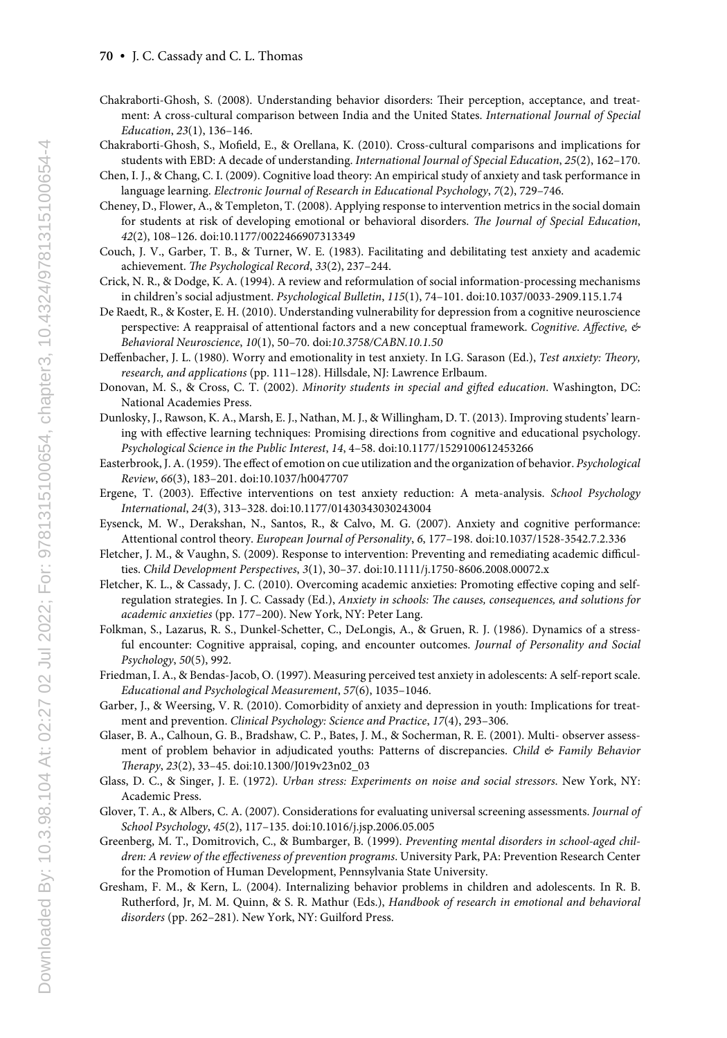Chakraborti-Ghosh, S. (2008). Understanding behavior disorders: Their perception, acceptance, and treatment: A cross-cultural comparison between India and the United States. *International Journal of Special Education*, *23*(1), 136–146.

Chakraborti-Ghosh, S., Mofield, E., & Orellana, K. (2010). Cross-cultural comparisons and implications for students with EBD: A decade of understanding. *International Journal of Special Education*, *25*(2), 162–170.

Chen, I. J., & Chang, C. I. (2009). Cognitive load theory: An empirical study of anxiety and task performance in language learning. *Electronic Journal of Research in Educational Psychology*, *7*(2), 729–746.

Cheney, D., Flower, A., & Templeton, T. (2008). Applying response to intervention metrics in the social domain for students at risk of developing emotional or behavioral disorders. *The Journal of Special Education*, *42*(2), 108–126. doi:10.1177/0022466907313349

Couch, J. V., Garber, T. B., & Turner, W. E. (1983). Facilitating and debilitating test anxiety and academic achievement. *The Psychological Record*, *33*(2), 237–244.

Crick, N. R., & Dodge, K. A. (1994). A review and reformulation of social information-processing mechanisms in children's social adjustment. *Psychological Bulletin*, *115*(1), 74–101. doi:10.1037/0033-2909.115.1.74

De Raedt, R., & Koster, E. H. (2010). Understanding vulnerability for depression from a cognitive neuroscience perspective: A reappraisal of attentional factors and a new conceptual framework. *Cognitive. Affective, & Behavioral Neuroscience*, *10*(1), 50–70. doi:*10.3758/CABN.10.1.50*

Deffenbacher, J. L. (1980). Worry and emotionality in test anxiety. In I.G. Sarason (Ed.), *Test anxiety: Theory, research, and applications* (pp. 111–128). Hillsdale, NJ: Lawrence Erlbaum.

Donovan, M. S., & Cross, C. T. (2002). *Minority students in special and gifted education*. Washington, DC: National Academies Press.

Dunlosky, J., Rawson, K. A., Marsh, E. J., Nathan, M. J., & Willingham, D. T. (2013). Improving students' learning with effective learning techniques: Promising directions from cognitive and educational psychology. *Psychological Science in the Public Interest*, *14*, 4–58. doi:10.1177/1529100612453266

Easterbrook, J. A. (1959). The effect of emotion on cue utilization and the organization of behavior. *Psychological Review*, *66*(3), 183–201. doi:10.1037/h0047707

Ergene, T. (2003). Effective interventions on test anxiety reduction: A meta-analysis. *School Psychology International*, *24*(3), 313–328. doi:10.1177/01430343030243004

Eysenck, M. W., Derakshan, N., Santos, R., & Calvo, M. G. (2007). Anxiety and cognitive performance: Attentional control theory. *European Journal of Personality*, *6*, 177–198. doi:10.1037/1528-3542.7.2.336

Fletcher, J. M., & Vaughn, S. (2009). Response to intervention: Preventing and remediating academic difficulties. *Child Development Perspectives*, *3*(1), 30–37. doi:10.1111/j.1750-8606.2008.00072.x

Fletcher, K. L., & Cassady, J. C. (2010). Overcoming academic anxieties: Promoting effective coping and self-regulation strategies. In J. C. Cassady (Ed.), *Anxiety in schools: The causes, consequences, and solutions for academic anxieties* (pp. 177–200). New York, NY: Peter Lang.

Folkman, S., Lazarus, R. S., Dunkel-Schetter, C., DeLongis, A., & Gruen, R. J. (1986). Dynamics of a stressful encounter: Cognitive appraisal, coping, and encounter outcomes. *Journal of Personality and Social Psychology*, *50*(5), 992.

Friedman, I. A., & Bendas-Jacob, O. (1997). Measuring perceived test anxiety in adolescents: A self-report scale. *Educational and Psychological Measurement*, *57*(6), 1035–1046.

Garber, J., & Weersing, V. R. (2010). Comorbidity of anxiety and depression in youth: Implications for treatment and prevention. *Clinical Psychology: Science and Practice*, *17*(4), 293–306.

Glaser, B. A., Calhoun, G. B., Bradshaw, C. P., Bates, J. M., & Socherman, R. E. (2001). Multi- observer assessment of problem behavior in adjudicated youths: Patterns of discrepancies. *Child & Family Behavior Therapy*, *23*(2), 33–45. doi:10.1300/J019v23n02_03

Glass, D. C., & Singer, J. E. (1972). *Urban stress: Experiments on noise and social stressors*. New York, NY: Academic Press.

Glover, T. A., & Albers, C. A. (2007). Considerations for evaluating universal screening assessments. *Journal of School Psychology*, *45*(2), 117–135. doi:10.1016/j.jsp.2006.05.005

Greenberg, M. T., Domitrovich, C., & Bumbarger, B. (1999). *Preventing mental disorders in school-aged children: A review of the effectiveness of prevention programs*. University Park, PA: Prevention Research Center for the Promotion of Human Development, Pennsylvania State University.

Gresham, F. M., & Kern, L. (2004). Internalizing behavior problems in children and adolescents. In R. B. Rutherford, Jr, M. M. Quinn, & S. R. Mathur (Eds.), *Handbook of research in emotional and behavioral disorders* (pp. 262–281). New York, NY: Guilford Press.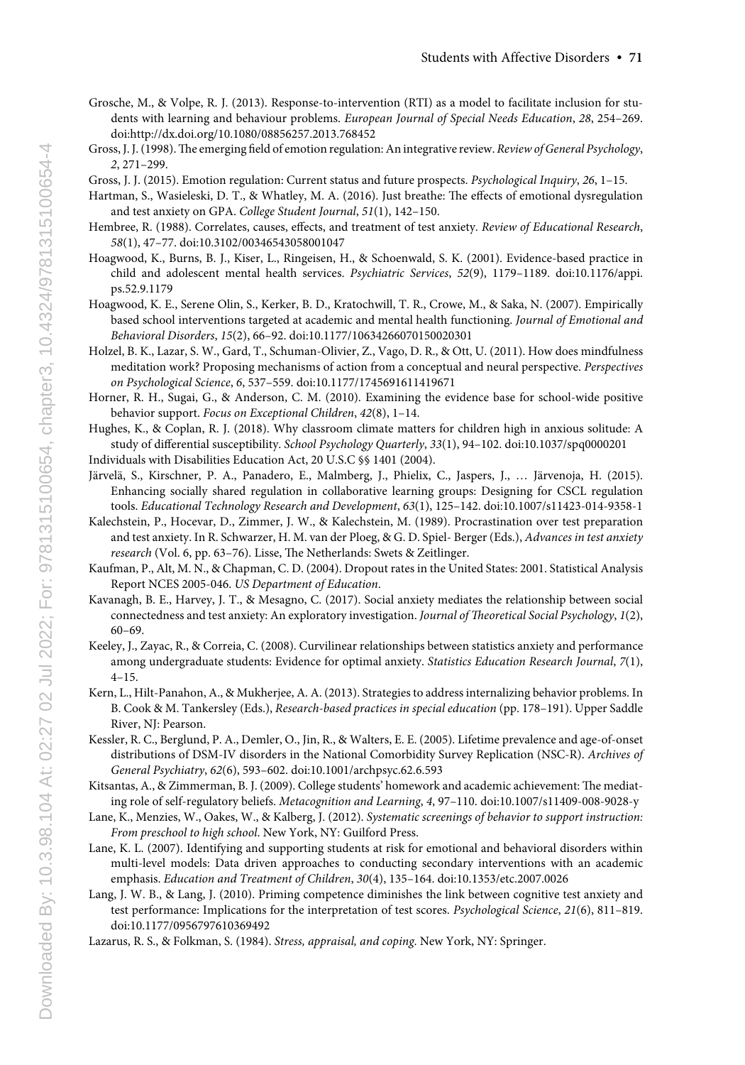Grosche, M., & Volpe, R. J. (2013). Response-to-intervention (RTI) as a model to facilitate inclusion for students with learning and behaviour problems. *European Journal of Special Needs Education*, *28*, 254–269. doi:http://dx.doi.org/10.1080/08856257.2013.768452

Gross, J. J. (1998). The emerging field of emotion regulation: An integrative review. *Review of General Psychology*, *2*, 271–299.

Gross, J. J. (2015). Emotion regulation: Current status and future prospects. *Psychological Inquiry*, *26*, 1–15.

Hartman, S., Wasieleski, D. T., & Whatley, M. A. (2016). Just breathe: The effects of emotional dysregulation and test anxiety on GPA. *College Student Journal*, *51*(1), 142–150.

Hembree, R. (1988). Correlates, causes, effects, and treatment of test anxiety. *Review of Educational Research*, *58*(1), 47–77. doi:10.3102/00346543058001047

Hoagwood, K., Burns, B. J., Kiser, L., Ringeisen, H., & Schoenwald, S. K. (2001). Evidence-based practice in child and adolescent mental health services. *Psychiatric Services*, *52*(9), 1179–1189. doi:10.1176/appi.ps.52.9.1179

Hoagwood, K. E., Serene Olin, S., Kerker, B. D., Kratochwill, T. R., Crowe, M., & Saka, N. (2007). Empirically based school interventions targeted at academic and mental health functioning. *Journal of Emotional and Behavioral Disorders*, *15*(2), 66–92. doi:10.1177/10634266070150020301

Holzel, B. K., Lazar, S. W., Gard, T., Schuman-Olivier, Z., Vago, D. R., & Ott, U. (2011). How does mindfulness meditation work? Proposing mechanisms of action from a conceptual and neural perspective. *Perspectives on Psychological Science*, *6*, 537–559. doi:10.1177/1745691611419671

Horner, R. H., Sugai, G., & Anderson, C. M. (2010). Examining the evidence base for school-wide positive behavior support. *Focus on Exceptional Children*, *42*(8), 1–14.

Hughes, K., & Coplan, R. J. (2018). Why classroom climate matters for children high in anxious solitude: A study of differential susceptibility. *School Psychology Quarterly*, *33*(1), 94–102. doi:10.1037/spq0000201

Individuals with Disabilities Education Act, 20 U.S.C §§ 1401 (2004).

Järvelä, S., Kirschner, P. A., Panadero, E., Malmberg, J., Phielix, C., Jaspers, J., … Järvenoja, H. (2015). Enhancing socially shared regulation in collaborative learning groups: Designing for CSCL regulation tools. *Educational Technology Research and Development*, *63*(1), 125–142. doi:10.1007/s11423-014-9358-1

Kalechstein, P., Hocevar, D., Zimmer, J. W., & Kalechstein, M. (1989). Procrastination over test preparation and test anxiety. In R. Schwarzer, H. M. van der Ploeg, & G. D. Spiel- Berger (Eds.), *Advances in test anxiety research* (Vol. 6, pp. 63–76). Lisse, The Netherlands: Swets & Zeitlinger.

Kaufman, P., Alt, M. N., & Chapman, C. D. (2004). Dropout rates in the United States: 2001. Statistical Analysis Report NCES 2005-046. *US Department of Education*.

Kavanagh, B. E., Harvey, J. T., & Mesagno, C. (2017). Social anxiety mediates the relationship between social connectedness and test anxiety: An exploratory investigation. *Journal of Theoretical Social Psychology*, *1*(2), 60–69.

Keeley, J., Zayac, R., & Correia, C. (2008). Curvilinear relationships between statistics anxiety and performance among undergraduate students: Evidence for optimal anxiety. *Statistics Education Research Journal*, *7*(1), 4–15.

Kern, L., Hilt-Panahon, A., & Mukherjee, A. A. (2013). Strategies to address internalizing behavior problems. In B. Cook & M. Tankersley (Eds.), *Research-based practices in special education* (pp. 178–191). Upper Saddle River, NJ: Pearson.

Kessler, R. C., Berglund, P. A., Demler, O., Jin, R., & Walters, E. E. (2005). Lifetime prevalence and age-of-onset distributions of DSM-IV disorders in the National Comorbidity Survey Replication (NSC-R). *Archives of General Psychiatry*, *62*(6), 593–602. doi:10.1001/archpsyc.62.6.593

Kitsantas, A., & Zimmerman, B. J. (2009). College students' homework and academic achievement: The mediating role of self-regulatory beliefs. *Metacognition and Learning*, *4*, 97–110. doi:10.1007/s11409-008-9028-y

Lane, K., Menzies, W., Oakes, W., & Kalberg, J. (2012). *Systematic screenings of behavior to support instruction: From preschool to high school*. New York, NY: Guilford Press.

Lane, K. L. (2007). Identifying and supporting students at risk for emotional and behavioral disorders within multi-level models: Data driven approaches to conducting secondary interventions with an academic emphasis. *Education and Treatment of Children*, *30*(4), 135–164. doi:10.1353/etc.2007.0026

Lang, J. W. B., & Lang, J. (2010). Priming competence diminishes the link between cognitive test anxiety and test performance: Implications for the interpretation of test scores. *Psychological Science*, *21*(6), 811–819. doi:10.1177/0956797610369492

Lazarus, R. S., & Folkman, S. (1984). *Stress, appraisal, and coping*. New York, NY: Springer.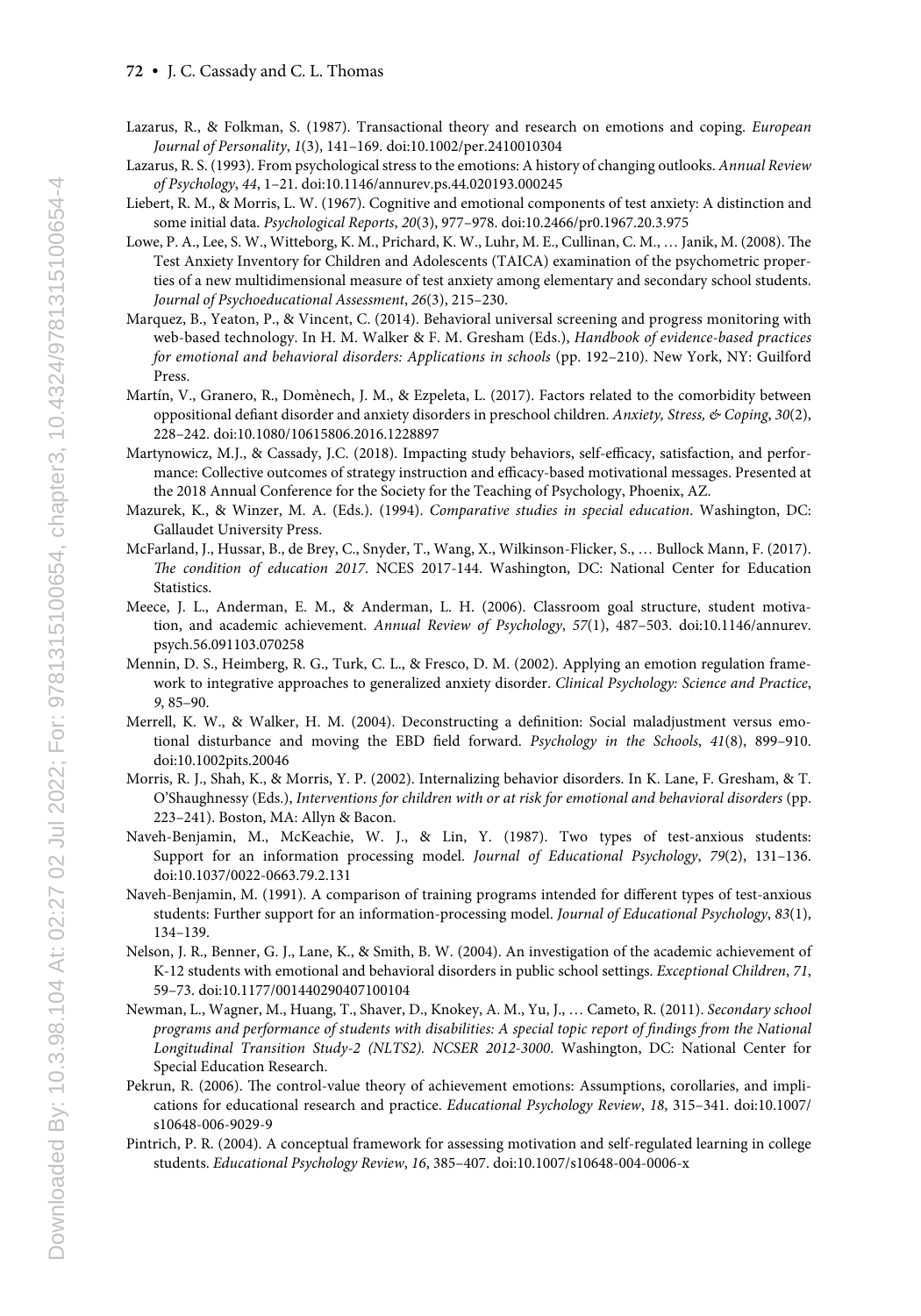Lazarus, R., & Folkman, S. (1987). Transactional theory and research on emotions and coping. *European Journal of Personality*, *1*(3), 141–169. doi:10.1002/per.2410010304

Lazarus, R. S. (1993). From psychological stress to the emotions: A history of changing outlooks. *Annual Review of Psychology*, *44*, 1–21. doi:10.1146/annurev.ps.44.020193.000245

Liebert, R. M., & Morris, L. W. (1967). Cognitive and emotional components of test anxiety: A distinction and some initial data. *Psychological Reports*, *20*(3), 977–978. doi:10.2466/pr0.1967.20.3.975

Lowe, P. A., Lee, S. W., Witteborg, K. M., Prichard, K. W., Luhr, M. E., Cullinan, C. M., … Janik, M. (2008). The Test Anxiety Inventory for Children and Adolescents (TAICA) examination of the psychometric properties of a new multidimensional measure of test anxiety among elementary and secondary school students. *Journal of Psychoeducational Assessment*, *26*(3), 215–230.

Marquez, B., Yeaton, P., & Vincent, C. (2014). Behavioral universal screening and progress monitoring with web-based technology. In H. M. Walker & F. M. Gresham (Eds.), *Handbook of evidence-based practices for emotional and behavioral disorders: Applications in schools* (pp. 192–210). New York, NY: Guilford Press.

Martín, V., Granero, R., Domènech, J. M., & Ezpeleta, L. (2017). Factors related to the comorbidity between oppositional defiant disorder and anxiety disorders in preschool children. *Anxiety, Stress, & Coping*, *30*(2), 228–242. doi:10.1080/10615806.2016.1228897

Martynowicz, M.J., & Cassady, J.C. (2018). Impacting study behaviors, self-efficacy, satisfaction, and performance: Collective outcomes of strategy instruction and efficacy-based motivational messages. Presented at the 2018 Annual Conference for the Society for the Teaching of Psychology, Phoenix, AZ.

Mazurek, K., & Winzer, M. A. (Eds.). (1994). *Comparative studies in special education*. Washington, DC: Gallaudet University Press.

McFarland, J., Hussar, B., de Brey, C., Snyder, T., Wang, X., Wilkinson-Flicker, S., … Bullock Mann, F. (2017). *The condition of education 2017*. NCES 2017-144. Washington, DC: National Center for Education Statistics.

Meece, J. L., Anderman, E. M., & Anderman, L. H. (2006). Classroom goal structure, student motivation, and academic achievement. *Annual Review of Psychology*, *57*(1), 487–503. doi:10.1146/annurev.psych.56.091103.070258

Mennin, D. S., Heimberg, R. G., Turk, C. L., & Fresco, D. M. (2002). Applying an emotion regulation framework to integrative approaches to generalized anxiety disorder. *Clinical Psychology: Science and Practice*, *9*, 85–90.

Merrell, K. W., & Walker, H. M. (2004). Deconstructing a definition: Social maladjustment versus emotional disturbance and moving the EBD field forward. *Psychology in the Schools*, *41*(8), 899–910. doi:10.1002pits.20046

Morris, R. J., Shah, K., & Morris, Y. P. (2002). Internalizing behavior disorders. In K. Lane, F. Gresham, & T. O'Shaughnessy (Eds.), *Interventions for children with or at risk for emotional and behavioral disorders* (pp. 223–241). Boston, MA: Allyn & Bacon.

Naveh-Benjamin, M., McKeachie, W. J., & Lin, Y. (1987). Two types of test-anxious students: Support for an information processing model. *Journal of Educational Psychology*, *79*(2), 131–136. doi:10.1037/0022-0663.79.2.131

Naveh-Benjamin, M. (1991). A comparison of training programs intended for different types of test-anxious students: Further support for an information-processing model. *Journal of Educational Psychology*, *83*(1), 134–139.

Nelson, J. R., Benner, G. J., Lane, K., & Smith, B. W. (2004). An investigation of the academic achievement of K-12 students with emotional and behavioral disorders in public school settings. *Exceptional Children*, *71*, 59–73. doi:10.1177/001440290407100104

Newman, L., Wagner, M., Huang, T., Shaver, D., Knokey, A. M., Yu, J., … Cameto, R. (2011). *Secondary school programs and performance of students with disabilities: A special topic report of findings from the National Longitudinal Transition Study-2 (NLTS2). NCSER 2012-3000*. Washington, DC: National Center for Special Education Research.

Pekrun, R. (2006). The control-value theory of achievement emotions: Assumptions, corollaries, and implications for educational research and practice. *Educational Psychology Review*, *18*, 315–341. doi:10.1007/s10648-006-9029-9

Pintrich, P. R. (2004). A conceptual framework for assessing motivation and self-regulated learning in college students. *Educational Psychology Review*, *16*, 385–407. doi:10.1007/s10648-004-0006-x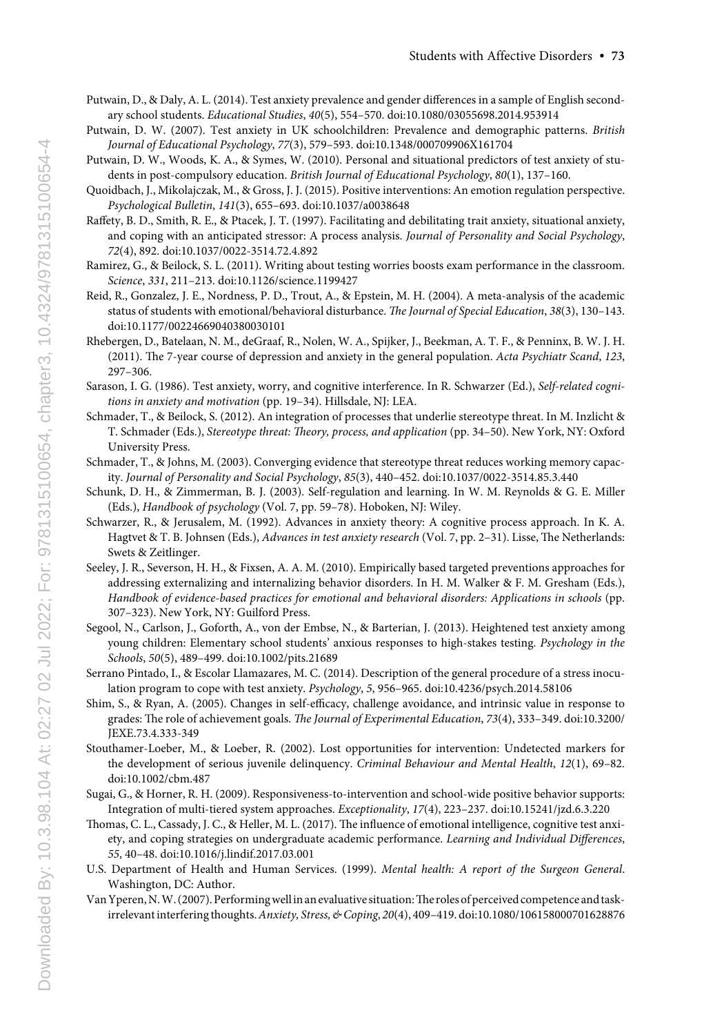Putwain, D., & Daly, A. L. (2014). Test anxiety prevalence and gender differences in a sample of English secondary school students. *Educational Studies*, *40*(5), 554–570. doi:10.1080/03055698.2014.953914

Putwain, D. W. (2007). Test anxiety in UK schoolchildren: Prevalence and demographic patterns. *British Journal of Educational Psychology*, *77*(3), 579–593. doi:10.1348/000709906X161704

Putwain, D. W., Woods, K. A., & Symes, W. (2010). Personal and situational predictors of test anxiety of students in post-compulsory education. *British Journal of Educational Psychology*, *80*(1), 137–160.

Quoidbach, J., Mikolajczak, M., & Gross, J. J. (2015). Positive interventions: An emotion regulation perspective. *Psychological Bulletin*, *141*(3), 655–693. doi:10.1037/a0038648

Raffety, B. D., Smith, R. E., & Ptacek, J. T. (1997). Facilitating and debilitating trait anxiety, situational anxiety, and coping with an anticipated stressor: A process analysis. *Journal of Personality and Social Psychology*, *72*(4), 892. doi:10.1037/0022-3514.72.4.892

Ramirez, G., & Beilock, S. L. (2011). Writing about testing worries boosts exam performance in the classroom. *Science*, *331*, 211–213. doi:10.1126/science.1199427

Reid, R., Gonzalez, J. E., Nordness, P. D., Trout, A., & Epstein, M. H. (2004). A meta-analysis of the academic status of students with emotional/behavioral disturbance. *The Journal of Special Education*, *38*(3), 130–143. doi:10.1177/00224669040380030101

Rhebergen, D., Batelaan, N. M., deGraaf, R., Nolen, W. A., Spijker, J., Beekman, A. T. F., & Penninx, B. W. J. H. (2011). The 7-year course of depression and anxiety in the general population. *Acta Psychiatr Scand*, *123*, 297–306.

Sarason, I. G. (1986). Test anxiety, worry, and cognitive interference. In R. Schwarzer (Ed.), *Self-related cognitions in anxiety and motivation* (pp. 19–34). Hillsdale, NJ: LEA.

Schmader, T., & Beilock, S. (2012). An integration of processes that underlie stereotype threat. In M. Inzlicht & T. Schmader (Eds.), *Stereotype threat: Theory, process, and application* (pp. 34–50). New York, NY: Oxford University Press.

Schmader, T., & Johns, M. (2003). Converging evidence that stereotype threat reduces working memory capacity. *Journal of Personality and Social Psychology*, *85*(3), 440–452. doi:10.1037/0022-3514.85.3.440

Schunk, D. H., & Zimmerman, B. J. (2003). Self-regulation and learning. In W. M. Reynolds & G. E. Miller (Eds.), *Handbook of psychology* (Vol. 7, pp. 59–78). Hoboken, NJ: Wiley.

Schwarzer, R., & Jerusalem, M. (1992). Advances in anxiety theory: A cognitive process approach. In K. A. Hagtvet & T. B. Johnsen (Eds.), *Advances in test anxiety research* (Vol. 7, pp. 2–31). Lisse, The Netherlands: Swets & Zeitlinger.

Seeley, J. R., Severson, H. H., & Fixsen, A. A. M. (2010). Empirically based targeted preventions approaches for addressing externalizing and internalizing behavior disorders. In H. M. Walker & F. M. Gresham (Eds.), *Handbook of evidence-based practices for emotional and behavioral disorders: Applications in schools* (pp. 307–323). New York, NY: Guilford Press.

Segool, N., Carlson, J., Goforth, A., von der Embse, N., & Barterian, J. (2013). Heightened test anxiety among young children: Elementary school students' anxious responses to high-stakes testing. *Psychology in the Schools*, *50*(5), 489–499. doi:10.1002/pits.21689

Serrano Pintado, I., & Escolar Llamazares, M. C. (2014). Description of the general procedure of a stress inoculation program to cope with test anxiety. *Psychology*, *5*, 956–965. doi:10.4236/psych.2014.58106

Shim, S., & Ryan, A. (2005). Changes in self-efficacy, challenge avoidance, and intrinsic value in response to grades: The role of achievement goals. *The Journal of Experimental Education*, *73*(4), 333–349. doi:10.3200/JEXE.73.4.333-349

Stouthamer-Loeber, M., & Loeber, R. (2002). Lost opportunities for intervention: Undetected markers for the development of serious juvenile delinquency. *Criminal Behaviour and Mental Health*, *12*(1), 69–82. doi:10.1002/cbm.487

Sugai, G., & Horner, R. H. (2009). Responsiveness-to-intervention and school-wide positive behavior supports: Integration of multi-tiered system approaches. *Exceptionality*, *17*(4), 223–237. doi:10.15241/jzd.6.3.220

Thomas, C. L., Cassady, J. C., & Heller, M. L. (2017). The influence of emotional intelligence, cognitive test anxiety, and coping strategies on undergraduate academic performance. *Learning and Individual Differences*, *55*, 40–48. doi:10.1016/j.lindif.2017.03.001

U.S. Department of Health and Human Services. (1999). *Mental health: A report of the Surgeon General*. Washington, DC: Author.

Van Yperen, N. W. (2007). Performing well in an evaluative situation: The roles of perceived competence and task-irrelevant interfering thoughts. *Anxiety, Stress, & Coping*, *20*(4), 409–419. doi:10.1080/106158000701628876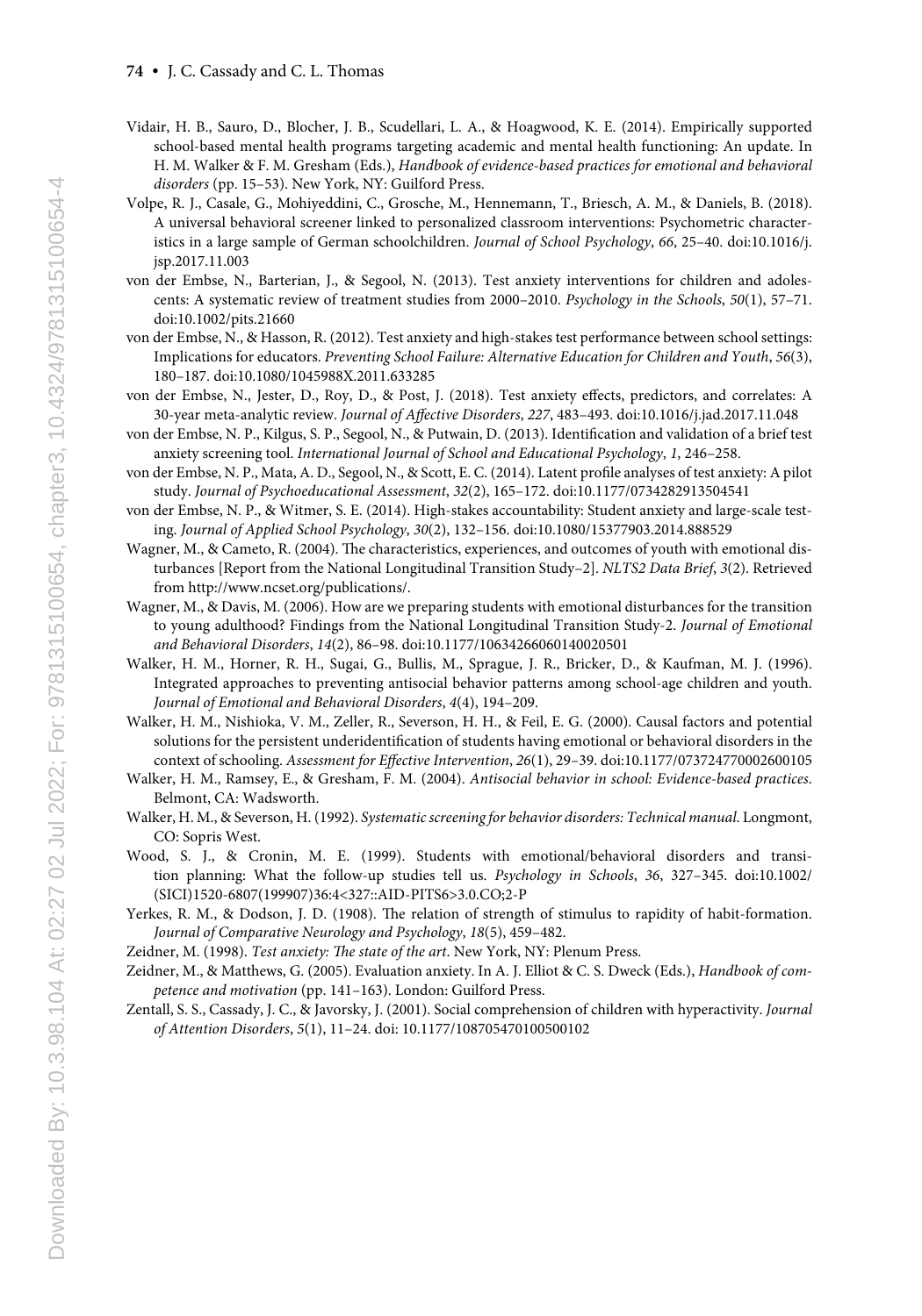Vidair, H. B., Sauro, D., Blocher, J. B., Scudellari, L. A., & Hoagwood, K. E. (2014). Empirically supported school-based mental health programs targeting academic and mental health functioning: An update. In H. M. Walker & F. M. Gresham (Eds.), *Handbook of evidence-based practices for emotional and behavioral disorders* (pp. 15–53). New York, NY: Guilford Press.

Volpe, R. J., Casale, G., Mohiyeddini, C., Grosche, M., Hennemann, T., Briesch, A. M., & Daniels, B. (2018). A universal behavioral screener linked to personalized classroom interventions: Psychometric characteristics in a large sample of German schoolchildren. *Journal of School Psychology*, *66*, 25–40. doi:10.1016/j.jsp.2017.11.003

von der Embse, N., Barterian, J., & Segool, N. (2013). Test anxiety interventions for children and adolescents: A systematic review of treatment studies from 2000–2010. *Psychology in the Schools*, *50*(1), 57–71. doi:10.1002/pits.21660

von der Embse, N., & Hasson, R. (2012). Test anxiety and high-stakes test performance between school settings: Implications for educators. *Preventing School Failure: Alternative Education for Children and Youth*, *56*(3), 180–187. doi:10.1080/1045988X.2011.633285

von der Embse, N., Jester, D., Roy, D., & Post, J. (2018). Test anxiety effects, predictors, and correlates: A 30-year meta-analytic review. *Journal of Affective Disorders*, *227*, 483–493. doi:10.1016/j.jad.2017.11.048

von der Embse, N. P., Kilgus, S. P., Segool, N., & Putwain, D. (2013). Identification and validation of a brief test anxiety screening tool. *International Journal of School and Educational Psychology*, *1*, 246–258.

von der Embse, N. P., Mata, A. D., Segool, N., & Scott, E. C. (2014). Latent profile analyses of test anxiety: A pilot study. *Journal of Psychoeducational Assessment*, *32*(2), 165–172. doi:10.1177/0734282913504541

von der Embse, N. P., & Witmer, S. E. (2014). High-stakes accountability: Student anxiety and large-scale testing. *Journal of Applied School Psychology*, *30*(2), 132–156. doi:10.1080/15377903.2014.888529

Wagner, M., & Cameto, R. (2004). The characteristics, experiences, and outcomes of youth with emotional disturbances [Report from the National Longitudinal Transition Study–2]. *NLTS2 Data Brief*, *3*(2). Retrieved from http://www.ncset.org/publications/.

Wagner, M., & Davis, M. (2006). How are we preparing students with emotional disturbances for the transition to young adulthood? Findings from the National Longitudinal Transition Study-2. *Journal of Emotional and Behavioral Disorders*, *14*(2), 86–98. doi:10.1177/10634266060140020501

Walker, H. M., Horner, R. H., Sugai, G., Bullis, M., Sprague, J. R., Bricker, D., & Kaufman, M. J. (1996). Integrated approaches to preventing antisocial behavior patterns among school-age children and youth. *Journal of Emotional and Behavioral Disorders*, *4*(4), 194–209.

Walker, H. M., Nishioka, V. M., Zeller, R., Severson, H. H., & Feil, E. G. (2000). Causal factors and potential solutions for the persistent underidentification of students having emotional or behavioral disorders in the context of schooling. *Assessment for Effective Intervention*, *26*(1), 29–39. doi:10.1177/073724770002600105

Walker, H. M., Ramsey, E., & Gresham, F. M. (2004). *Antisocial behavior in school: Evidence-based practices*. Belmont, CA: Wadsworth.

Walker, H. M., & Severson, H. (1992). *Systematic screening for behavior disorders: Technical manual*. Longmont, CO: Sopris West.

Wood, S. J., & Cronin, M. E. (1999). Students with emotional/behavioral disorders and transition planning: What the follow-up studies tell us. *Psychology in Schools*, *36*, 327–345. doi:10.1002/(SICI)1520-6807(199907)36:4<327::AID-PITS6>3.0.CO;2-P

Yerkes, R. M., & Dodson, J. D. (1908). The relation of strength of stimulus to rapidity of habit-formation. *Journal of Comparative Neurology and Psychology*, *18*(5), 459–482.

Zeidner, M. (1998). *Test anxiety: The state of the art*. New York, NY: Plenum Press.

Zeidner, M., & Matthews, G. (2005). Evaluation anxiety. In A. J. Elliot & C. S. Dweck (Eds.), *Handbook of competence and motivation* (pp. 141–163). London: Guilford Press.

Zentall, S. S., Cassady, J. C., & Javorsky, J. (2001). Social comprehension of children with hyperactivity. *Journal of Attention Disorders*, *5*(1), 11–24. doi: 10.1177/108705470100500102